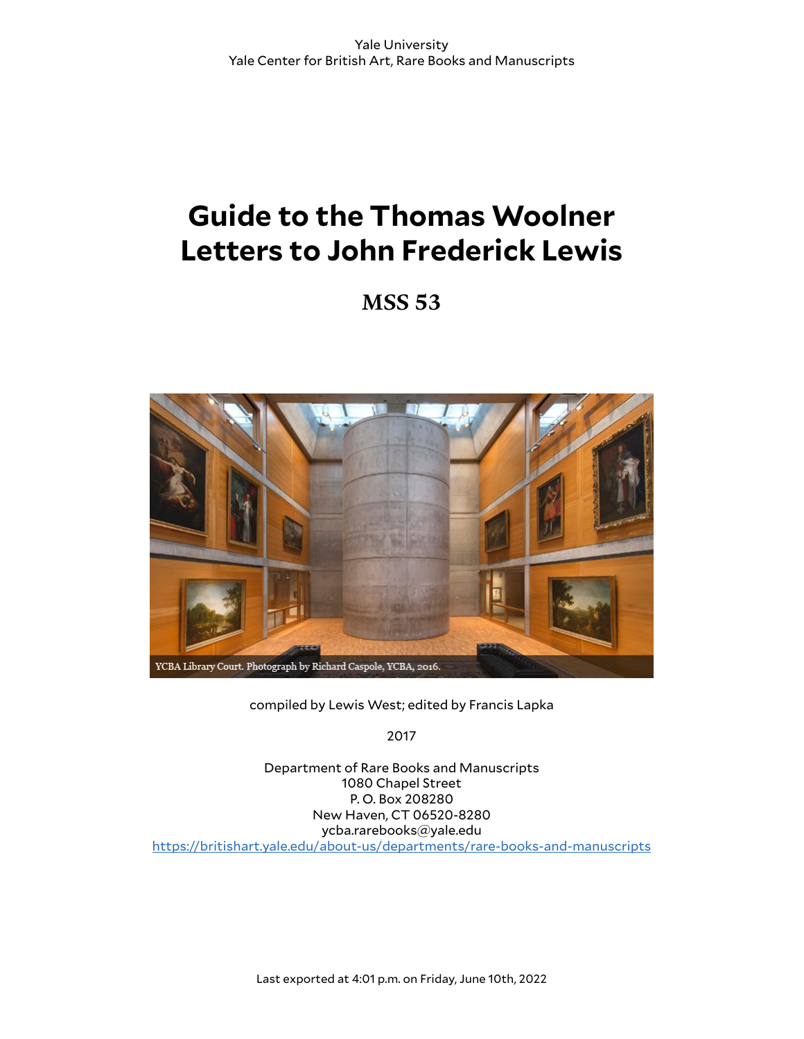Yale University
Yale Center for British Art, Rare Books and Manuscripts

# Guide to the Thomas Woolner Letters to John Frederick Lewis

## MSS 53

YCBA Library Court. Photograph by Richard Caspole, YCBA, 2016.

compiled by Lewis West; edited by Francis Lapka

2017

Department of Rare Books and Manuscripts
1080 Chapel Street
P. O. Box 208280
New Haven, CT 06520-8280
ycba.rarebooks@yale.edu
https://britishart.yale.edu/about-us/departments/rare-books-and-manuscripts

Last exported at 4:01 p.m. on Friday, June 10th, 2022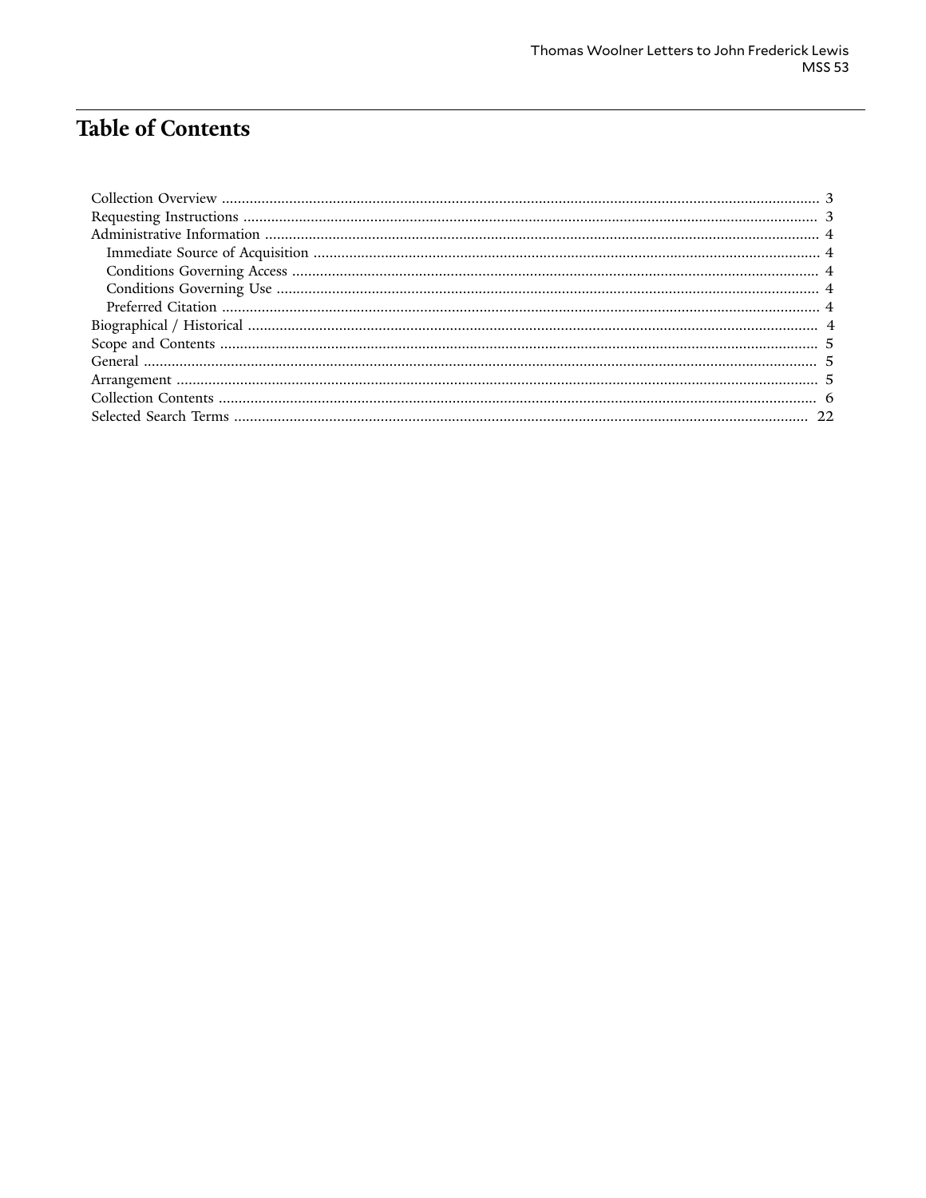# Table of Contents

- Collection Overview ... 3
- Requesting Instructions ... 3
- Administrative Information ... 4
  - Immediate Source of Acquisition ... 4
  - Conditions Governing Access ... 4
  - Conditions Governing Use ... 4
  - Preferred Citation ... 4
- Biographical / Historical ... 4
- Scope and Contents ... 5
- General ... 5
- Arrangement ... 5
- Collection Contents ... 6
- Selected Search Terms ... 22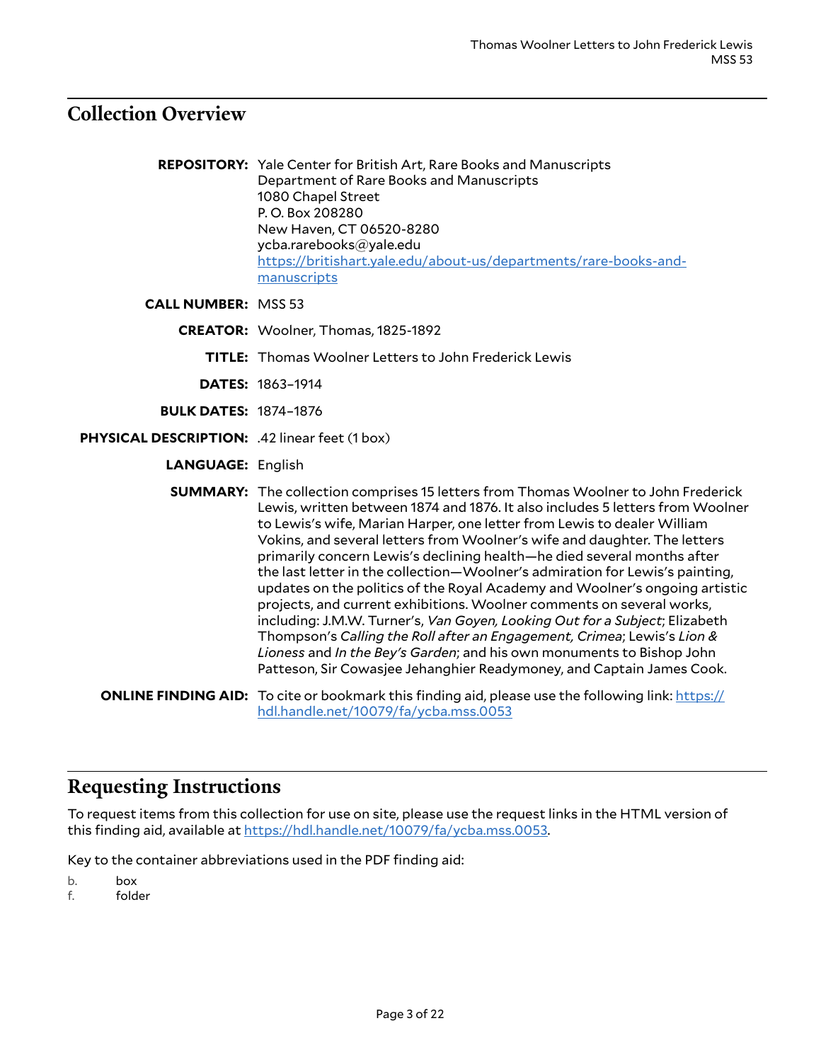## Collection Overview

**REPOSITORY:** Yale Center for British Art, Rare Books and Manuscripts
Department of Rare Books and Manuscripts
1080 Chapel Street
P. O. Box 208280
New Haven, CT 06520-8280
ycba.rarebooks@yale.edu
[https://britishart.yale.edu/about-us/departments/rare-books-and-manuscripts](https://britishart.yale.edu/about-us/departments/rare-books-and-manuscripts)

**CALL NUMBER:** MSS 53

**CREATOR:** Woolner, Thomas, 1825-1892

**TITLE:** Thomas Woolner Letters to John Frederick Lewis

**DATES:** 1863–1914

**BULK DATES:** 1874–1876

**PHYSICAL DESCRIPTION:** .42 linear feet (1 box)

**LANGUAGE:** English

**SUMMARY:** The collection comprises 15 letters from Thomas Woolner to John Frederick Lewis, written between 1874 and 1876. It also includes 5 letters from Woolner to Lewis's wife, Marian Harper, one letter from Lewis to dealer William Vokins, and several letters from Woolner's wife and daughter. The letters primarily concern Lewis's declining health—he died several months after the last letter in the collection—Woolner's admiration for Lewis's painting, updates on the politics of the Royal Academy and Woolner's ongoing artistic projects, and current exhibitions. Woolner comments on several works, including: J.M.W. Turner's, *Van Goyen, Looking Out for a Subject*; Elizabeth Thompson's *Calling the Roll after an Engagement, Crimea*; Lewis's *Lion & Lioness* and *In the Bey's Garden*; and his own monuments to Bishop John Patteson, Sir Cowasjee Jehanghier Readymoney, and Captain James Cook.

**ONLINE FINDING AID:** To cite or bookmark this finding aid, please use the following link: [https://hdl.handle.net/10079/fa/ycba.mss.0053](https://hdl.handle.net/10079/fa/ycba.mss.0053)

## Requesting Instructions

To request items from this collection for use on site, please use the request links in the HTML version of this finding aid, available at [https://hdl.handle.net/10079/fa/ycba.mss.0053](https://hdl.handle.net/10079/fa/ycba.mss.0053).

Key to the container abbreviations used in the PDF finding aid:

b. box
f. folder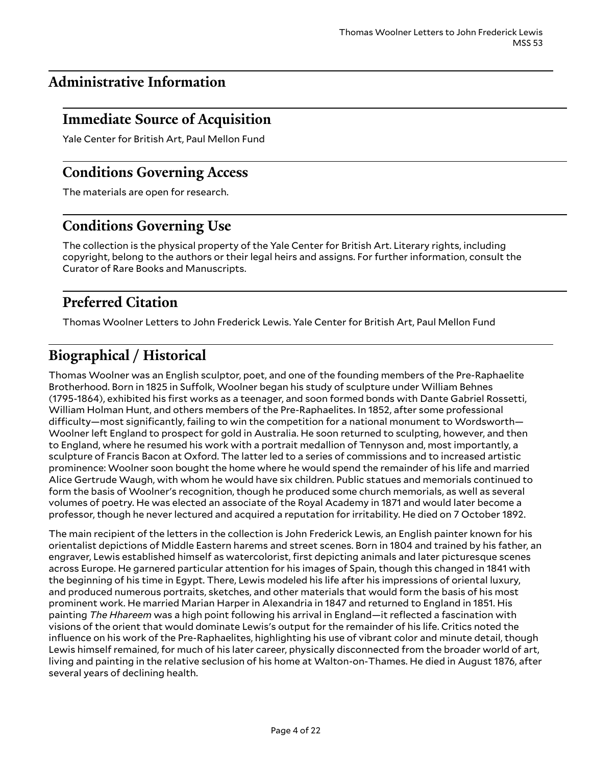## Administrative Information

### Immediate Source of Acquisition

Yale Center for British Art, Paul Mellon Fund

### Conditions Governing Access

The materials are open for research.

### Conditions Governing Use

The collection is the physical property of the Yale Center for British Art. Literary rights, including copyright, belong to the authors or their legal heirs and assigns. For further information, consult the Curator of Rare Books and Manuscripts.

### Preferred Citation

Thomas Woolner Letters to John Frederick Lewis. Yale Center for British Art, Paul Mellon Fund

## Biographical / Historical

Thomas Woolner was an English sculptor, poet, and one of the founding members of the Pre-Raphaelite Brotherhood. Born in 1825 in Suffolk, Woolner began his study of sculpture under William Behnes (1795-1864), exhibited his first works as a teenager, and soon formed bonds with Dante Gabriel Rossetti, William Holman Hunt, and others members of the Pre-Raphaelites. In 1852, after some professional difficulty—most significantly, failing to win the competition for a national monument to Wordsworth—Woolner left England to prospect for gold in Australia. He soon returned to sculpting, however, and then to England, where he resumed his work with a portrait medallion of Tennyson and, most importantly, a sculpture of Francis Bacon at Oxford. The latter led to a series of commissions and to increased artistic prominence: Woolner soon bought the home where he would spend the remainder of his life and married Alice Gertrude Waugh, with whom he would have six children. Public statues and memorials continued to form the basis of Woolner's recognition, though he produced some church memorials, as well as several volumes of poetry. He was elected an associate of the Royal Academy in 1871 and would later become a professor, though he never lectured and acquired a reputation for irritability. He died on 7 October 1892.

The main recipient of the letters in the collection is John Frederick Lewis, an English painter known for his orientalist depictions of Middle Eastern harems and street scenes. Born in 1804 and trained by his father, an engraver, Lewis established himself as watercolorist, first depicting animals and later picturesque scenes across Europe. He garnered particular attention for his images of Spain, though this changed in 1841 with the beginning of his time in Egypt. There, Lewis modeled his life after his impressions of oriental luxury, and produced numerous portraits, sketches, and other materials that would form the basis of his most prominent work. He married Marian Harper in Alexandria in 1847 and returned to England in 1851. His painting *The Hhareem* was a high point following his arrival in England—it reflected a fascination with visions of the orient that would dominate Lewis's output for the remainder of his life. Critics noted the influence on his work of the Pre-Raphaelites, highlighting his use of vibrant color and minute detail, though Lewis himself remained, for much of his later career, physically disconnected from the broader world of art, living and painting in the relative seclusion of his home at Walton-on-Thames. He died in August 1876, after several years of declining health.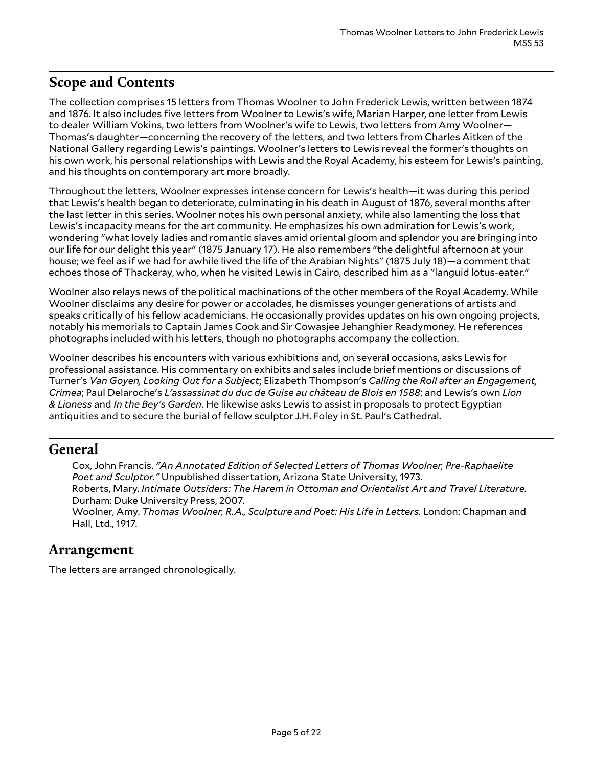## Scope and Contents

The collection comprises 15 letters from Thomas Woolner to John Frederick Lewis, written between 1874 and 1876. It also includes five letters from Woolner to Lewis's wife, Marian Harper, one letter from Lewis to dealer William Vokins, two letters from Woolner's wife to Lewis, two letters from Amy Woolner—Thomas's daughter—concerning the recovery of the letters, and two letters from Charles Aitken of the National Gallery regarding Lewis's paintings. Woolner's letters to Lewis reveal the former's thoughts on his own work, his personal relationships with Lewis and the Royal Academy, his esteem for Lewis's painting, and his thoughts on contemporary art more broadly.

Throughout the letters, Woolner expresses intense concern for Lewis's health—it was during this period that Lewis's health began to deteriorate, culminating in his death in August of 1876, several months after the last letter in this series. Woolner notes his own personal anxiety, while also lamenting the loss that Lewis's incapacity means for the art community. He emphasizes his own admiration for Lewis's work, wondering "what lovely ladies and romantic slaves amid oriental gloom and splendor you are bringing into our life for our delight this year" (1875 January 17). He also remembers "the delightful afternoon at your house; we feel as if we had for awhile lived the life of the Arabian Nights" (1875 July 18)—a comment that echoes those of Thackeray, who, when he visited Lewis in Cairo, described him as a "languid lotus-eater."

Woolner also relays news of the political machinations of the other members of the Royal Academy. While Woolner disclaims any desire for power or accolades, he dismisses younger generations of artists and speaks critically of his fellow academicians. He occasionally provides updates on his own ongoing projects, notably his memorials to Captain James Cook and Sir Cowasjee Jehanghier Readymoney. He references photographs included with his letters, though no photographs accompany the collection.

Woolner describes his encounters with various exhibitions and, on several occasions, asks Lewis for professional assistance. His commentary on exhibits and sales include brief mentions or discussions of Turner's *Van Goyen, Looking Out for a Subject*; Elizabeth Thompson's *Calling the Roll after an Engagement, Crimea*; Paul Delaroche's *L'assassinat du duc de Guise au château de Blois en 1588*; and Lewis's own *Lion & Lioness* and *In the Bey's Garden*. He likewise asks Lewis to assist in proposals to protect Egyptian antiquities and to secure the burial of fellow sculptor J.H. Foley in St. Paul's Cathedral.

## General

Cox, John Francis. *"An Annotated Edition of Selected Letters of Thomas Woolner, Pre-Raphaelite Poet and Sculptor."* Unpublished dissertation, Arizona State University, 1973.
Roberts, Mary. *Intimate Outsiders: The Harem in Ottoman and Orientalist Art and Travel Literature*. Durham: Duke University Press, 2007.
Woolner, Amy. *Thomas Woolner, R.A., Sculpture and Poet: His Life in Letters*. London: Chapman and Hall, Ltd., 1917.

## Arrangement

The letters are arranged chronologically.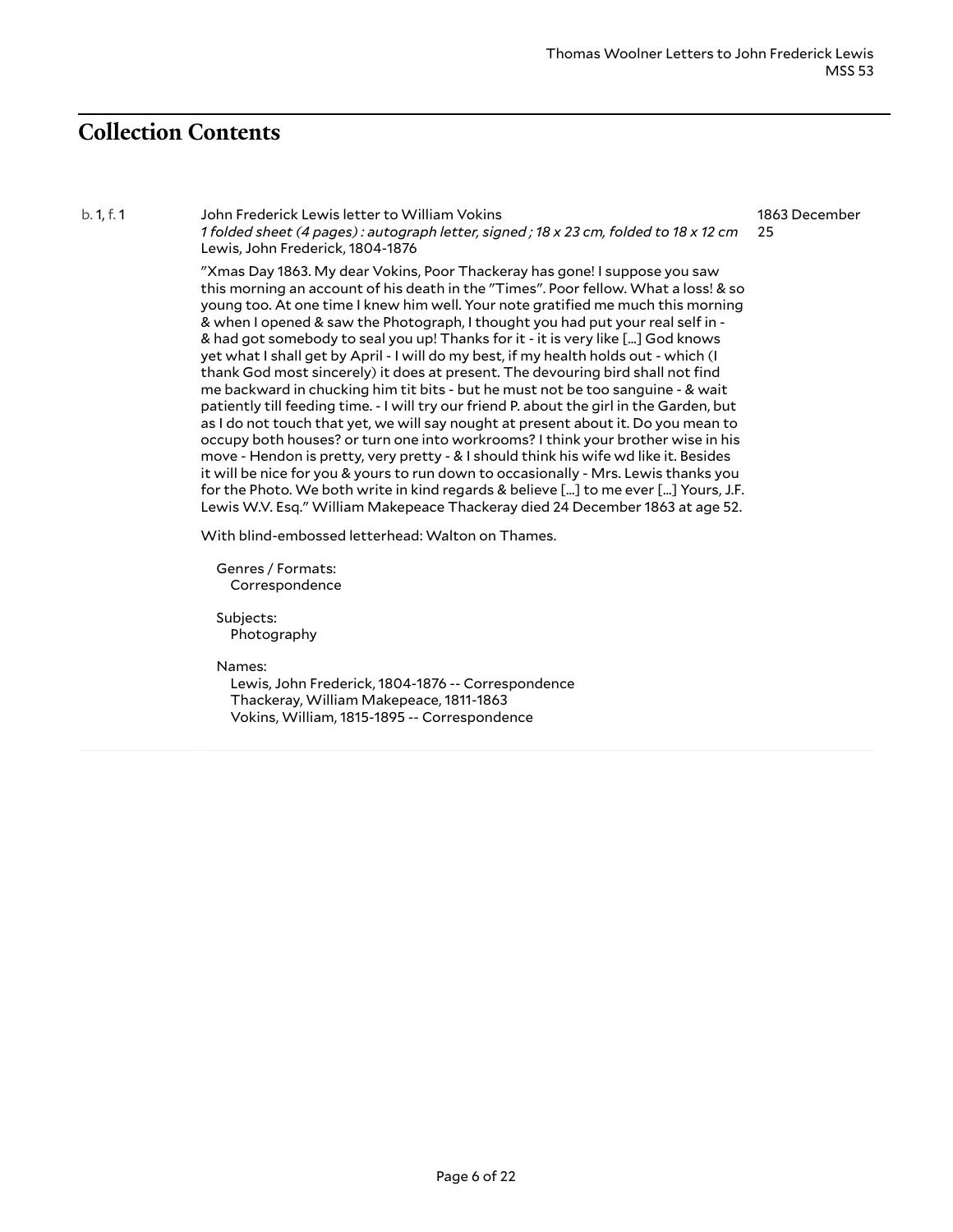## Collection Contents

b. 1, f. 1

John Frederick Lewis letter to William Vokins

*1 folded sheet (4 pages) : autograph letter, signed ; 18 x 23 cm, folded to 18 x 12 cm*

Lewis, John Frederick, 1804-1876

1863 December 25

"Xmas Day 1863. My dear Vokins, Poor Thackeray has gone! I suppose you saw this morning an account of his death in the "Times". Poor fellow. What a loss! & so young too. At one time I knew him well. Your note gratified me much this morning & when I opened & saw the Photograph, I thought you had put your real self in - & had got somebody to seal you up! Thanks for it - it is very like [...] God knows yet what I shall get by April - I will do my best, if my health holds out - which (I thank God most sincerely) it does at present. The devouring bird shall not find me backward in chucking him tit bits - but he must not be too sanguine - & wait patiently till feeding time. - I will try our friend P. about the girl in the Garden, but as I do not touch that yet, we will say nought at present about it. Do you mean to occupy both houses? or turn one into workrooms? I think your brother wise in his move - Hendon is pretty, very pretty - & I should think his wife wd like it. Besides it will be nice for you & yours to run down to occasionally - Mrs. Lewis thanks you for the Photo. We both write in kind regards & believe [...] to me ever [...] Yours, J.F. Lewis W.V. Esq." William Makepeace Thackeray died 24 December 1863 at age 52.

With blind-embossed letterhead: Walton on Thames.

Genres / Formats:
- Correspondence

Subjects:
- Photography

Names:
- Lewis, John Frederick, 1804-1876 -- Correspondence
- Thackeray, William Makepeace, 1811-1863
- Vokins, William, 1815-1895 -- Correspondence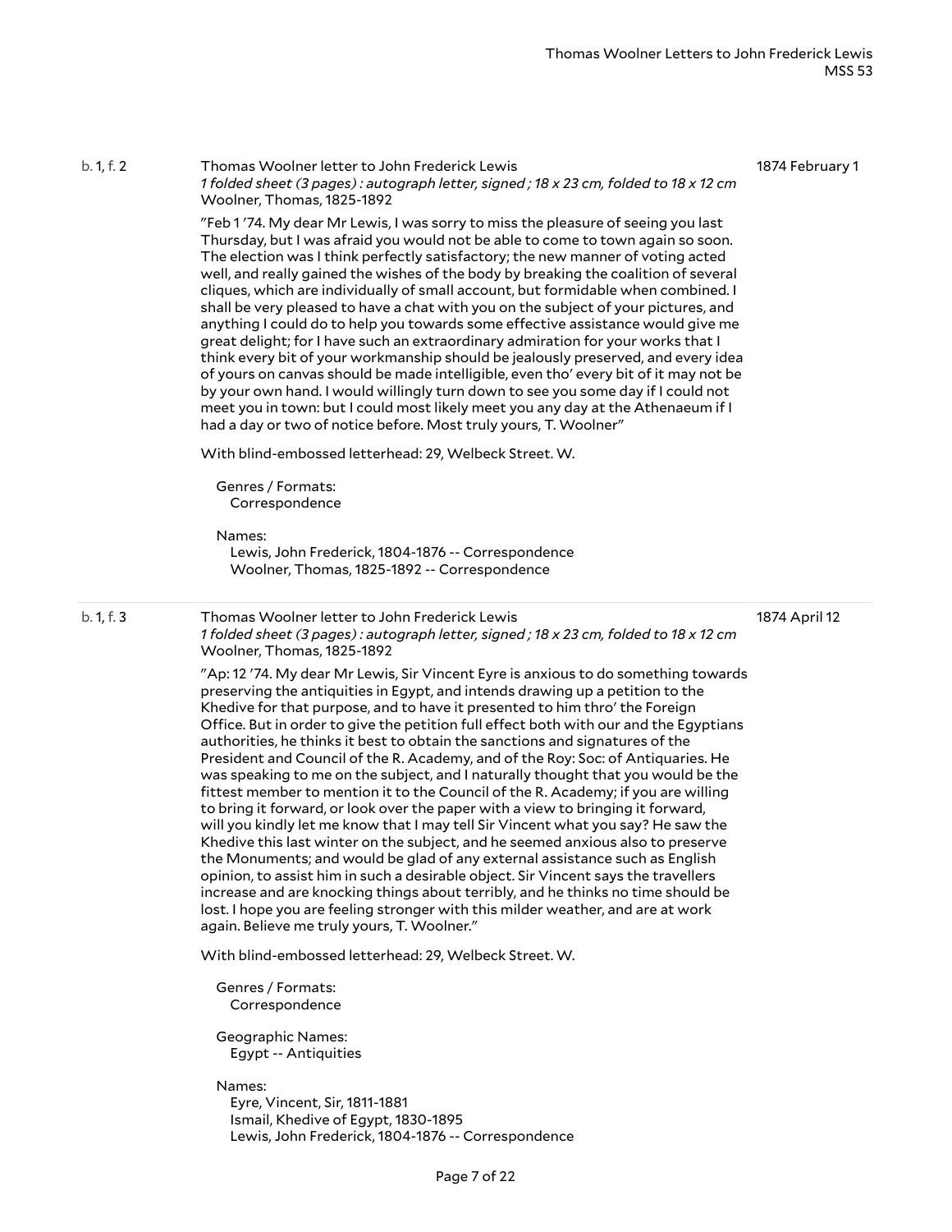b. 1, f. 2 | Thomas Woolner letter to John Frederick Lewis | 1874 February 1

*1 folded sheet (3 pages) : autograph letter, signed ; 18 x 23 cm, folded to 18 x 12 cm*
Woolner, Thomas, 1825-1892

"Feb 1 '74. My dear Mr Lewis, I was sorry to miss the pleasure of seeing you last Thursday, but I was afraid you would not be able to come to town again so soon. The election was I think perfectly satisfactory; the new manner of voting acted well, and really gained the wishes of the body by breaking the coalition of several cliques, which are individually of small account, but formidable when combined. I shall be very pleased to have a chat with you on the subject of your pictures, and anything I could do to help you towards some effective assistance would give me great delight; for I have such an extraordinary admiration for your works that I think every bit of your workmanship should be jealously preserved, and every idea of yours on canvas should be made intelligible, even tho' every bit of it may not be by your own hand. I would willingly turn down to see you some day if I could not meet you in town: but I could most likely meet you any day at the Athenaeum if I had a day or two of notice before. Most truly yours, T. Woolner"

With blind-embossed letterhead: 29, Welbeck Street. W.

Genres / Formats:
Correspondence

Names:
Lewis, John Frederick, 1804-1876 -- Correspondence
Woolner, Thomas, 1825-1892 -- Correspondence

---

b. 1, f. 3 | Thomas Woolner letter to John Frederick Lewis | 1874 April 12

*1 folded sheet (3 pages) : autograph letter, signed ; 18 x 23 cm, folded to 18 x 12 cm*
Woolner, Thomas, 1825-1892

"Ap: 12 '74. My dear Mr Lewis, Sir Vincent Eyre is anxious to do something towards preserving the antiquities in Egypt, and intends drawing up a petition to the Khedive for that purpose, and to have it presented to him thro' the Foreign Office. But in order to give the petition full effect both with our and the Egyptians authorities, he thinks it best to obtain the sanctions and signatures of the President and Council of the R. Academy, and of the Roy: Soc: of Antiquaries. He was speaking to me on the subject, and I naturally thought that you would be the fittest member to mention it to the Council of the R. Academy; if you are willing to bring it forward, or look over the paper with a view to bringing it forward, will you kindly let me know that I may tell Sir Vincent what you say? He saw the Khedive this last winter on the subject, and he seemed anxious also to preserve the Monuments; and would be glad of any external assistance such as English opinion, to assist him in such a desirable object. Sir Vincent says the travellers increase and are knocking things about terribly, and he thinks no time should be lost. I hope you are feeling stronger with this milder weather, and are at work again. Believe me truly yours, T. Woolner."

With blind-embossed letterhead: 29, Welbeck Street. W.

Genres / Formats:
Correspondence

Geographic Names:
Egypt -- Antiquities

Names:
Eyre, Vincent, Sir, 1811-1881
Ismail, Khedive of Egypt, 1830-1895
Lewis, John Frederick, 1804-1876 -- Correspondence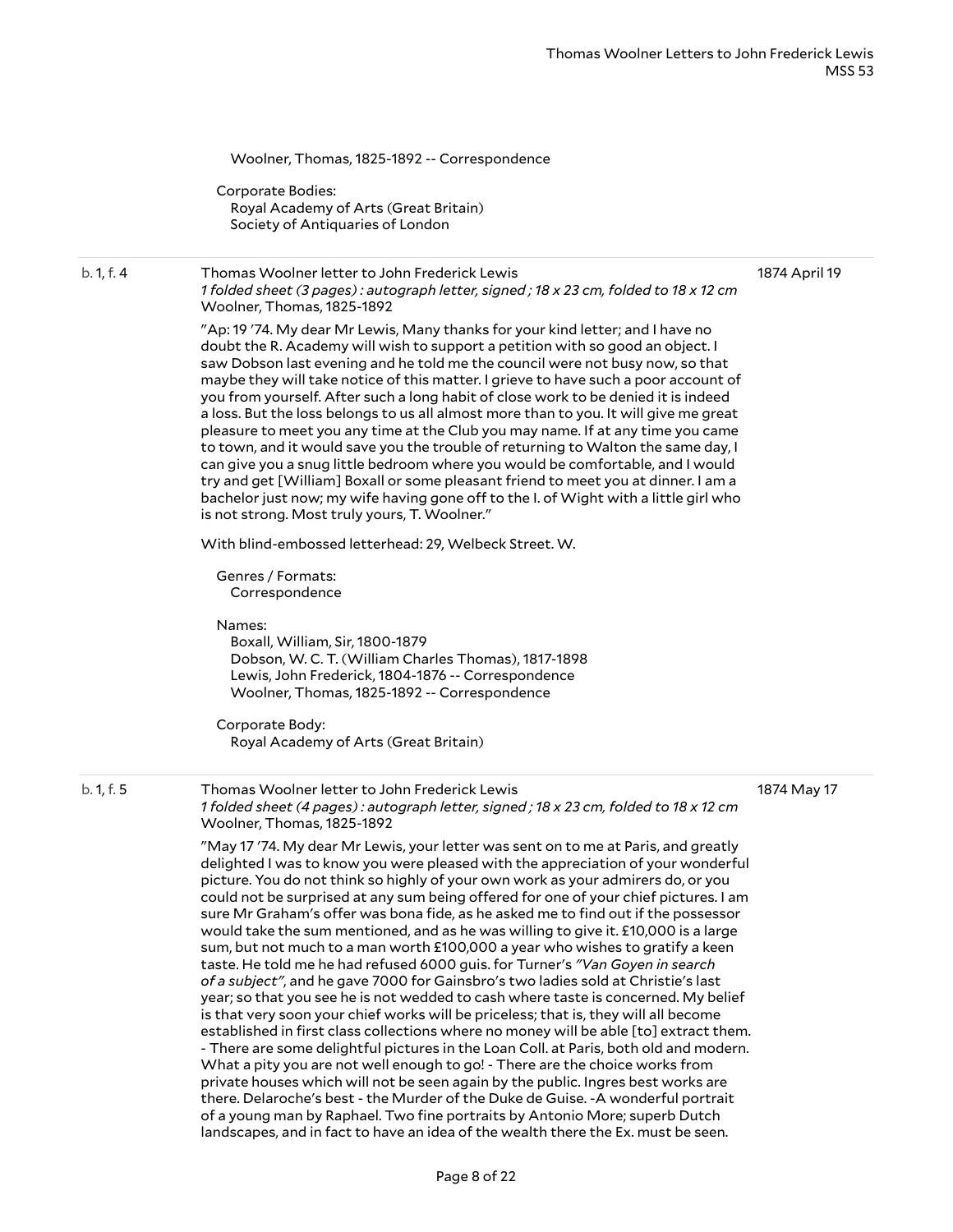Woolner, Thomas, 1825-1892 -- Correspondence

Corporate Bodies:
Royal Academy of Arts (Great Britain)
Society of Antiquaries of London

---

b. 1, f. 4 — **Thomas Woolner letter to John Frederick Lewis** — 1874 April 19

*1 folded sheet (3 pages) : autograph letter, signed ; 18 x 23 cm, folded to 18 x 12 cm*
Woolner, Thomas, 1825-1892

"Ap: 19 '74. My dear Mr Lewis, Many thanks for your kind letter; and I have no doubt the R. Academy will wish to support a petition with so good an object. I saw Dobson last evening and he told me the council were not busy now, so that maybe they will take notice of this matter. I grieve to have such a poor account of you from yourself. After such a long habit of close work to be denied it is indeed a loss. But the loss belongs to us all almost more than to you. It will give me great pleasure to meet you any time at the Club you may name. If at any time you came to town, and it would save you the trouble of returning to Walton the same day, I can give you a snug little bedroom where you would be comfortable, and I would try and get [William] Boxall or some pleasant friend to meet you at dinner. I am a bachelor just now; my wife having gone off to the I. of Wight with a little girl who is not strong. Most truly yours, T. Woolner."

With blind-embossed letterhead: 29, Welbeck Street. W.

Genres / Formats:
Correspondence

Names:
Boxall, William, Sir, 1800-1879
Dobson, W. C. T. (William Charles Thomas), 1817-1898
Lewis, John Frederick, 1804-1876 -- Correspondence
Woolner, Thomas, 1825-1892 -- Correspondence

Corporate Body:
Royal Academy of Arts (Great Britain)

---

b. 1, f. 5 — **Thomas Woolner letter to John Frederick Lewis** — 1874 May 17

*1 folded sheet (4 pages) : autograph letter, signed ; 18 x 23 cm, folded to 18 x 12 cm*
Woolner, Thomas, 1825-1892

"May 17 '74. My dear Mr Lewis, your letter was sent on to me at Paris, and greatly delighted I was to know you were pleased with the appreciation of your wonderful picture. You do not think so highly of your own work as your admirers do, or you could not be surprised at any sum being offered for one of your chief pictures. I am sure Mr Graham's offer was bona fide, as he asked me to find out if the possessor would take the sum mentioned, and as he was willing to give it. £10,000 is a large sum, but not much to a man worth £100,000 a year who wishes to gratify a keen taste. He told me he had refused 6000 guis. for Turner's *"Van Goyen in search of a subject"*, and he gave 7000 for Gainsbro's two ladies sold at Christie's last year; so that you see he is not wedded to cash where taste is concerned. My belief is that very soon your chief works will be priceless; that is, they will all become established in first class collections where no money will be able [to] extract them. - There are some delightful pictures in the Loan Coll. at Paris, both old and modern. What a pity you are not well enough to go! - There are the choice works from private houses which will not be seen again by the public. Ingres best works are there. Delaroche's best - the Murder of the Duke de Guise. -A wonderful portrait of a young man by Raphael. Two fine portraits by Antonio More; superb Dutch landscapes, and in fact to have an idea of the wealth there the Ex. must be seen.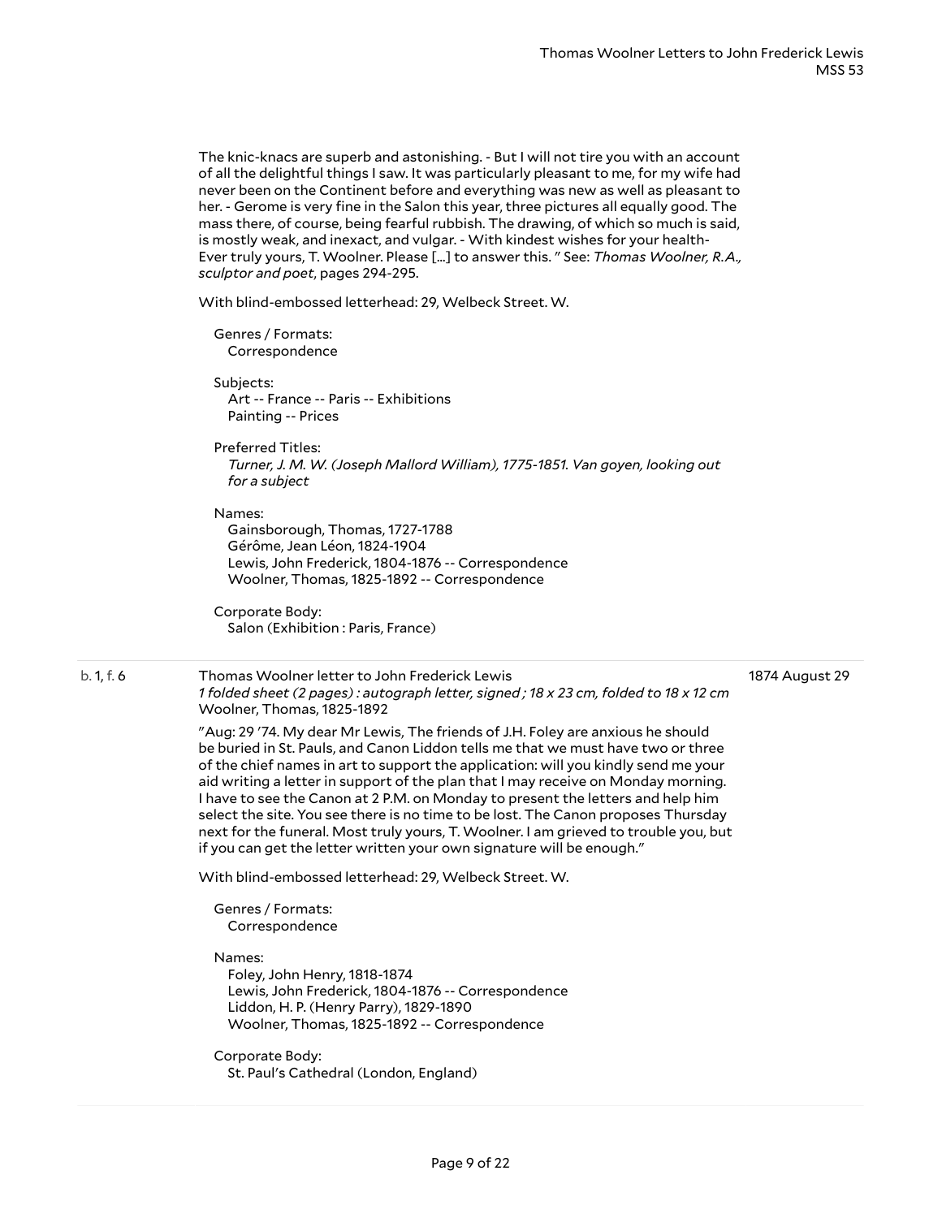The knic-knacs are superb and astonishing. - But I will not tire you with an account of all the delightful things I saw. It was particularly pleasant to me, for my wife had never been on the Continent before and everything was new as well as pleasant to her. - Gerome is very fine in the Salon this year, three pictures all equally good. The mass there, of course, being fearful rubbish. The drawing, of which so much is said, is mostly weak, and inexact, and vulgar. - With kindest wishes for your health- Ever truly yours, T. Woolner. Please [...] to answer this. " See: *Thomas Woolner, R.A., sculptor and poet*, pages 294-295.

With blind-embossed letterhead: 29, Welbeck Street. W.

Genres / Formats:
Correspondence

Subjects:
Art -- France -- Paris -- Exhibitions
Painting -- Prices

Preferred Titles:
*Turner, J. M. W. (Joseph Mallord William), 1775-1851. Van goyen, looking out for a subject*

Names:
Gainsborough, Thomas, 1727-1788
Gérôme, Jean Léon, 1824-1904
Lewis, John Frederick, 1804-1876 -- Correspondence
Woolner, Thomas, 1825-1892 -- Correspondence

Corporate Body:
Salon (Exhibition : Paris, France)

---

b. 1, f. 6 — Thomas Woolner letter to John Frederick Lewis — 1874 August 29

*1 folded sheet (2 pages) : autograph letter, signed ; 18 x 23 cm, folded to 18 x 12 cm*
Woolner, Thomas, 1825-1892

"Aug: 29 '74. My dear Mr Lewis, The friends of J.H. Foley are anxious he should be buried in St. Pauls, and Canon Liddon tells me that we must have two or three of the chief names in art to support the application: will you kindly send me your aid writing a letter in support of the plan that I may receive on Monday morning. I have to see the Canon at 2 P.M. on Monday to present the letters and help him select the site. You see there is no time to be lost. The Canon proposes Thursday next for the funeral. Most truly yours, T. Woolner. I am grieved to trouble you, but if you can get the letter written your own signature will be enough."

With blind-embossed letterhead: 29, Welbeck Street. W.

Genres / Formats:
Correspondence

Names:
Foley, John Henry, 1818-1874
Lewis, John Frederick, 1804-1876 -- Correspondence
Liddon, H. P. (Henry Parry), 1829-1890
Woolner, Thomas, 1825-1892 -- Correspondence

Corporate Body:
St. Paul's Cathedral (London, England)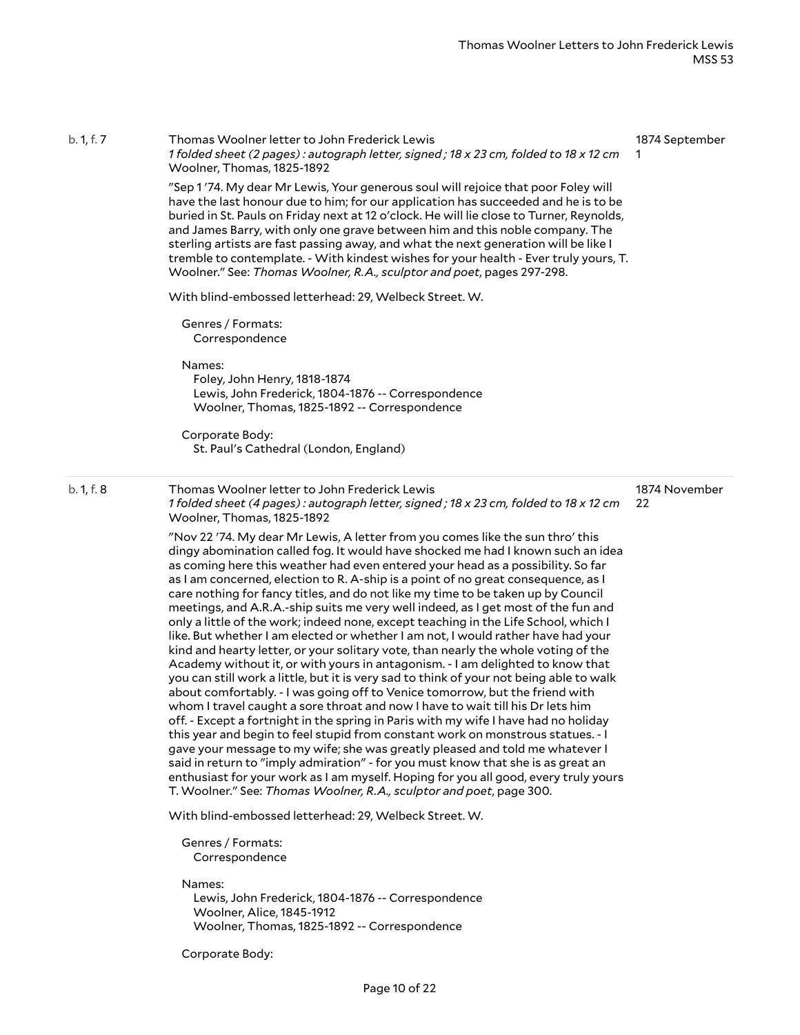b. 1, f. 7

**Thomas Woolner letter to John Frederick Lewis**
*1 folded sheet (2 pages) : autograph letter, signed ; 18 x 23 cm, folded to 18 x 12 cm*
Woolner, Thomas, 1825-1892

1874 September 1

"Sep 1 '74. My dear Mr Lewis, Your generous soul will rejoice that poor Foley will have the last honour due to him; for our application has succeeded and he is to be buried in St. Pauls on Friday next at 12 o'clock. He will lie close to Turner, Reynolds, and James Barry, with only one grave between him and this noble company. The sterling artists are fast passing away, and what the next generation will be like I tremble to contemplate. - With kindest wishes for your health - Ever truly yours, T. Woolner." See: *Thomas Woolner, R.A., sculptor and poet*, pages 297-298.

With blind-embossed letterhead: 29, Welbeck Street. W.

Genres / Formats:
Correspondence

Names:
Foley, John Henry, 1818-1874
Lewis, John Frederick, 1804-1876 -- Correspondence
Woolner, Thomas, 1825-1892 -- Correspondence

Corporate Body:
St. Paul's Cathedral (London, England)

---

b. 1, f. 8

**Thomas Woolner letter to John Frederick Lewis**
*1 folded sheet (4 pages) : autograph letter, signed ; 18 x 23 cm, folded to 18 x 12 cm*
Woolner, Thomas, 1825-1892

1874 November 22

"Nov 22 '74. My dear Mr Lewis, A letter from you comes like the sun thro' this dingy abomination called fog. It would have shocked me had I known such an idea as coming here this weather had even entered your head as a possibility. So far as I am concerned, election to R. A-ship is a point of no great consequence, as I care nothing for fancy titles, and do not like my time to be taken up by Council meetings, and A.R.A.-ship suits me very well indeed, as I get most of the fun and only a little of the work; indeed none, except teaching in the Life School, which I like. But whether I am elected or whether I am not, I would rather have had your kind and hearty letter, or your solitary vote, than nearly the whole voting of the Academy without it, or with yours in antagonism. - I am delighted to know that you can still work a little, but it is very sad to think of your not being able to walk about comfortably. - I was going off to Venice tomorrow, but the friend with whom I travel caught a sore throat and now I have to wait till his Dr lets him off. - Except a fortnight in the spring in Paris with my wife I have had no holiday this year and begin to feel stupid from constant work on monstrous statues. - I gave your message to my wife; she was greatly pleased and told me whatever I said in return to "imply admiration" - for you must know that she is as great an enthusiast for your work as I am myself. Hoping for you all good, every truly yours T. Woolner." See: *Thomas Woolner, R.A., sculptor and poet*, page 300.

With blind-embossed letterhead: 29, Welbeck Street. W.

Genres / Formats:
Correspondence

Names:
Lewis, John Frederick, 1804-1876 -- Correspondence
Woolner, Alice, 1845-1912
Woolner, Thomas, 1825-1892 -- Correspondence

Corporate Body: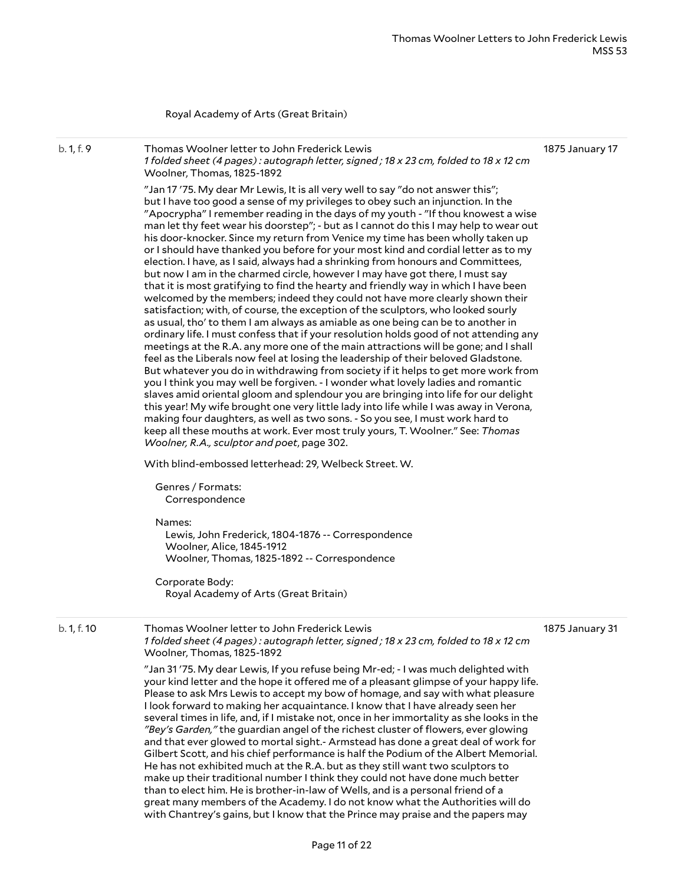Royal Academy of Arts (Great Britain)

---

b. 1, f. 9 — **Thomas Woolner letter to John Frederick Lewis** — 1875 January 17

*1 folded sheet (4 pages) : autograph letter, signed ; 18 x 23 cm, folded to 18 x 12 cm*

Woolner, Thomas, 1825-1892

"Jan 17 '75. My dear Mr Lewis, It is all very well to say "do not answer this"; but I have too good a sense of my privileges to obey such an injunction. In the "Apocrypha" I remember reading in the days of my youth - "If thou knowest a wise man let thy feet wear his doorstep"; - but as I cannot do this I may help to wear out his door-knocker. Since my return from Venice my time has been wholly taken up or I should have thanked you before for your most kind and cordial letter as to my election. I have, as I said, always had a shrinking from honours and Committees, but now I am in the charmed circle, however I may have got there, I must say that it is most gratifying to find the hearty and friendly way in which I have been welcomed by the members; indeed they could not have more clearly shown their satisfaction; with, of course, the exception of the sculptors, who looked sourly as usual, tho' to them I am always as amiable as one being can be to another in ordinary life. I must confess that if your resolution holds good of not attending any meetings at the R.A. any more one of the main attractions will be gone; and I shall feel as the Liberals now feel at losing the leadership of their beloved Gladstone. But whatever you do in withdrawing from society if it helps to get more work from you I think you may well be forgiven. - I wonder what lovely ladies and romantic slaves amid oriental gloom and splendour you are bringing into life for our delight this year! My wife brought one very little lady into life while I was away in Verona, making four daughters, as well as two sons. - So you see, I must work hard to keep all these mouths at work. Ever most truly yours, T. Woolner." See: *Thomas Woolner, R.A., sculptor and poet*, page 302.

With blind-embossed letterhead: 29, Welbeck Street. W.

Genres / Formats:
Correspondence

Names:
Lewis, John Frederick, 1804-1876 -- Correspondence
Woolner, Alice, 1845-1912
Woolner, Thomas, 1825-1892 -- Correspondence

Corporate Body:
Royal Academy of Arts (Great Britain)

---

b. 1, f. 10 — **Thomas Woolner letter to John Frederick Lewis** — 1875 January 31

*1 folded sheet (4 pages) : autograph letter, signed ; 18 x 23 cm, folded to 18 x 12 cm*

Woolner, Thomas, 1825-1892

"Jan 31 '75. My dear Lewis, If you refuse being Mr-ed; - I was much delighted with your kind letter and the hope it offered me of a pleasant glimpse of your happy life. Please to ask Mrs Lewis to accept my bow of homage, and say with what pleasure I look forward to making her acquaintance. I know that I have already seen her several times in life, and, if I mistake not, once in her immortality as she looks in the *"Bey's Garden,"* the guardian angel of the richest cluster of flowers, ever glowing and that ever glowed to mortal sight.- Armstead has done a great deal of work for Gilbert Scott, and his chief performance is half the Podium of the Albert Memorial. He has not exhibited much at the R.A. but as they still want two sculptors to make up their traditional number I think they could not have done much better than to elect him. He is brother-in-law of Wells, and is a personal friend of a great many members of the Academy. I do not know what the Authorities will do with Chantrey's gains, but I know that the Prince may praise and the papers may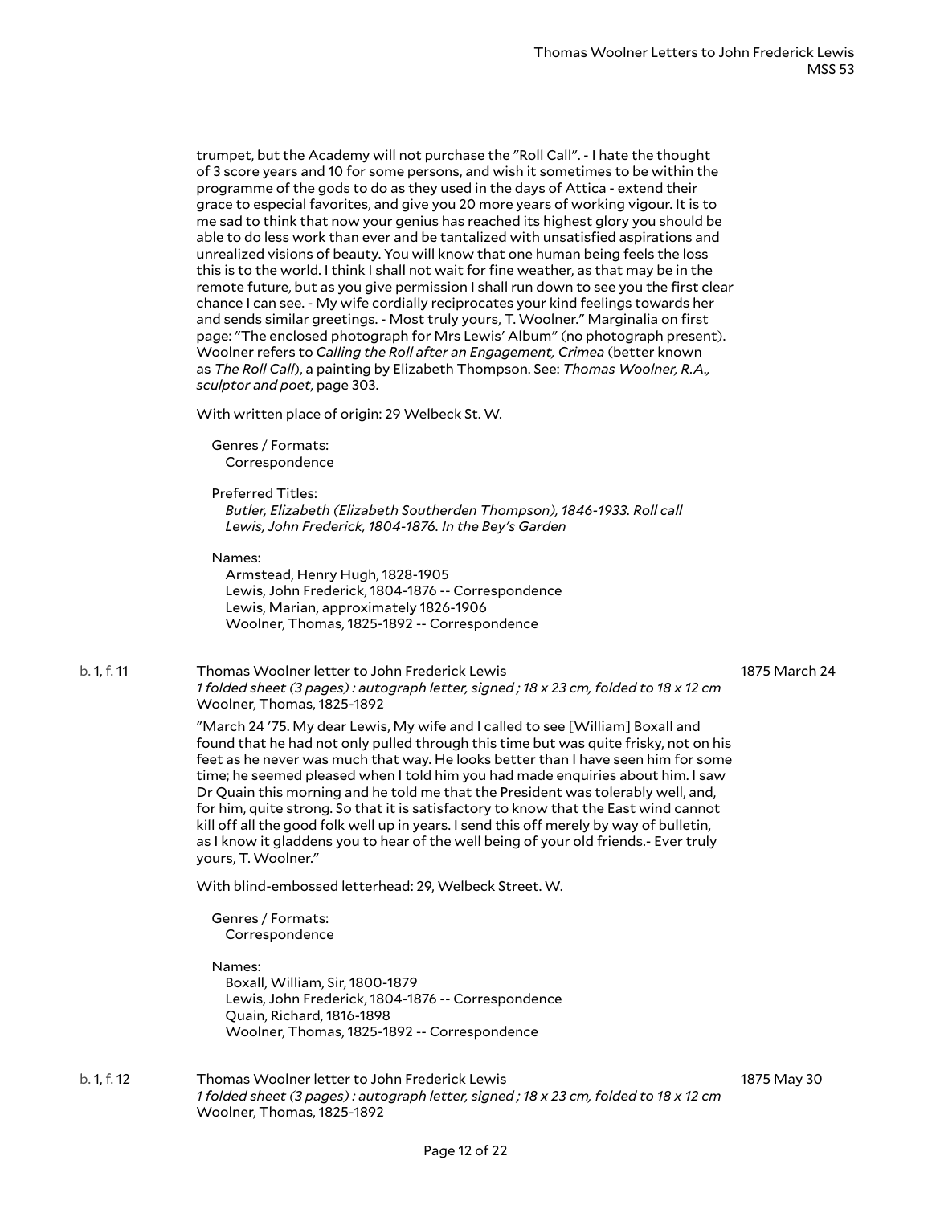trumpet, but the Academy will not purchase the "Roll Call". - I hate the thought of 3 score years and 10 for some persons, and wish it sometimes to be within the programme of the gods to do as they used in the days of Attica - extend their grace to especial favorites, and give you 20 more years of working vigour. It is to me sad to think that now your genius has reached its highest glory you should be able to do less work than ever and be tantalized with unsatisfied aspirations and unrealized visions of beauty. You will know that one human being feels the loss this is to the world. I think I shall not wait for fine weather, as that may be in the remote future, but as you give permission I shall run down to see you the first clear chance I can see. - My wife cordially reciprocates your kind feelings towards her and sends similar greetings. - Most truly yours, T. Woolner." Marginalia on first page: "The enclosed photograph for Mrs Lewis' Album" (no photograph present). Woolner refers to *Calling the Roll after an Engagement, Crimea* (better known as *The Roll Call*), a painting by Elizabeth Thompson. See: *Thomas Woolner, R.A., sculptor and poet*, page 303.

With written place of origin: 29 Welbeck St. W.

Genres / Formats:
Correspondence

Preferred Titles:
*Butler, Elizabeth (Elizabeth Southerden Thompson), 1846-1933. Roll call*
*Lewis, John Frederick, 1804-1876. In the Bey's Garden*

Names:
Armstead, Henry Hugh, 1828-1905
Lewis, John Frederick, 1804-1876 -- Correspondence
Lewis, Marian, approximately 1826-1906
Woolner, Thomas, 1825-1892 -- Correspondence

---

**b. 1, f. 11** — Thomas Woolner letter to John Frederick Lewis — 1875 March 24

*1 folded sheet (3 pages) : autograph letter, signed ; 18 x 23 cm, folded to 18 x 12 cm*
Woolner, Thomas, 1825-1892

"March 24 '75. My dear Lewis, My wife and I called to see [William] Boxall and found that he had not only pulled through this time but was quite frisky, not on his feet as he never was much that way. He looks better than I have seen him for some time; he seemed pleased when I told him you had made enquiries about him. I saw Dr Quain this morning and he told me that the President was tolerably well, and, for him, quite strong. So that it is satisfactory to know that the East wind cannot kill off all the good folk well up in years. I send this off merely by way of bulletin, as I know it gladdens you to hear of the well being of your old friends.- Ever truly yours, T. Woolner."

With blind-embossed letterhead: 29, Welbeck Street. W.

Genres / Formats:
Correspondence

Names:
Boxall, William, Sir, 1800-1879
Lewis, John Frederick, 1804-1876 -- Correspondence
Quain, Richard, 1816-1898
Woolner, Thomas, 1825-1892 -- Correspondence

---

**b. 1, f. 12** — Thomas Woolner letter to John Frederick Lewis — 1875 May 30

*1 folded sheet (3 pages) : autograph letter, signed ; 18 x 23 cm, folded to 18 x 12 cm*
Woolner, Thomas, 1825-1892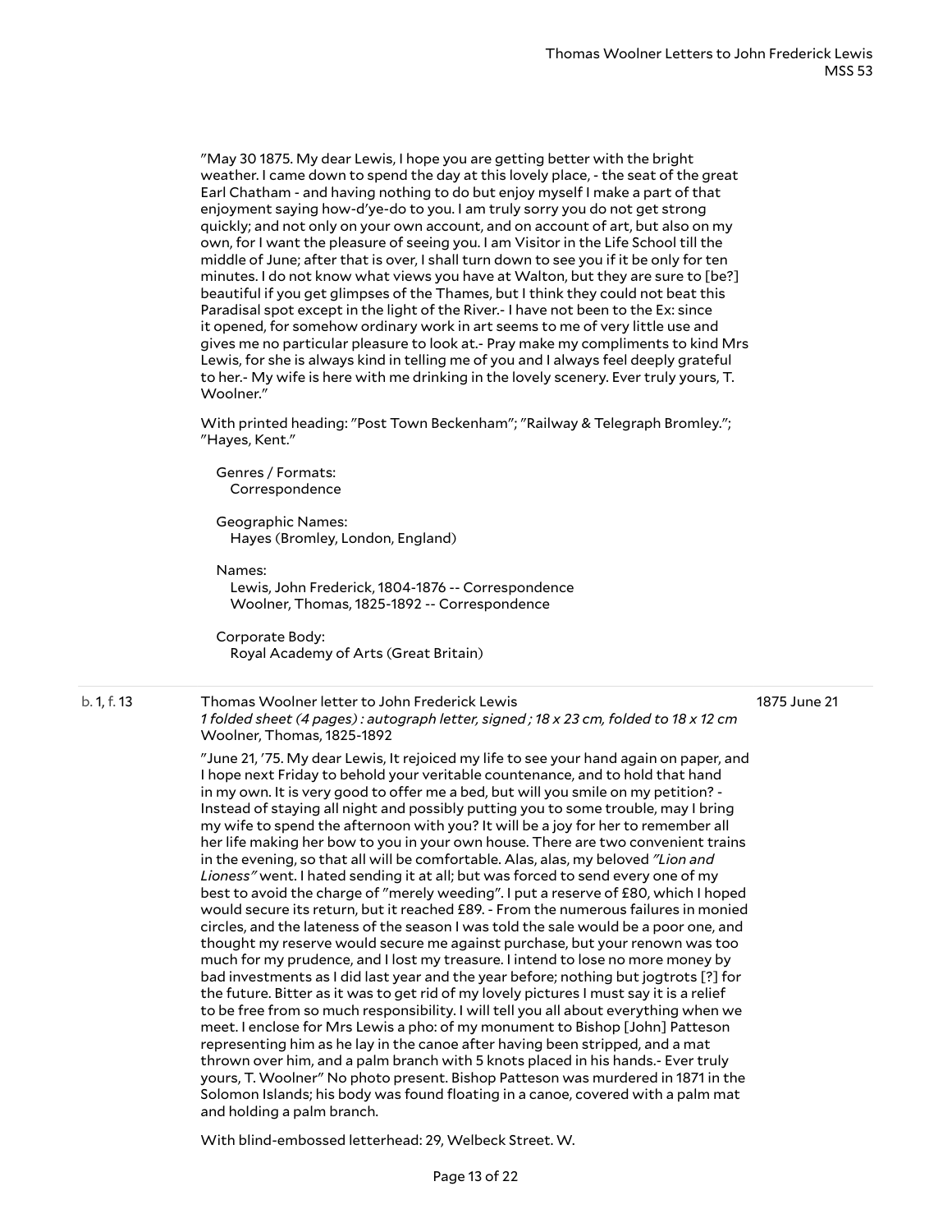"May 30 1875. My dear Lewis, I hope you are getting better with the bright weather. I came down to spend the day at this lovely place, - the seat of the great Earl Chatham - and having nothing to do but enjoy myself I make a part of that enjoyment saying how-d'ye-do to you. I am truly sorry you do not get strong quickly; and not only on your own account, and on account of art, but also on my own, for I want the pleasure of seeing you. I am Visitor in the Life School till the middle of June; after that is over, I shall turn down to see you if it be only for ten minutes. I do not know what views you have at Walton, but they are sure to [be?] beautiful if you get glimpses of the Thames, but I think they could not beat this Paradisal spot except in the light of the River.- I have not been to the Ex: since it opened, for somehow ordinary work in art seems to me of very little use and gives me no particular pleasure to look at.- Pray make my compliments to kind Mrs Lewis, for she is always kind in telling me of you and I always feel deeply grateful to her.- My wife is here with me drinking in the lovely scenery. Ever truly yours, T. Woolner."

With printed heading: "Post Town Beckenham"; "Railway & Telegraph Bromley."; "Hayes, Kent."

Genres / Formats:
Correspondence

Geographic Names:
Hayes (Bromley, London, England)

Names:
Lewis, John Frederick, 1804-1876 -- Correspondence
Woolner, Thomas, 1825-1892 -- Correspondence

Corporate Body:
Royal Academy of Arts (Great Britain)

---

b. 1, f. 13 — Thomas Woolner letter to John Frederick Lewis — 1875 June 21

*1 folded sheet (4 pages) : autograph letter, signed ; 18 x 23 cm, folded to 18 x 12 cm*
Woolner, Thomas, 1825-1892

"June 21, '75. My dear Lewis, It rejoiced my life to see your hand again on paper, and I hope next Friday to behold your veritable countenance, and to hold that hand in my own. It is very good to offer me a bed, but will you smile on my petition? - Instead of staying all night and possibly putting you to some trouble, may I bring my wife to spend the afternoon with you? It will be a joy for her to remember all her life making her bow to you in your own house. There are two convenient trains in the evening, so that all will be comfortable. Alas, alas, my beloved *"Lion and Lioness"* went. I hated sending it at all; but was forced to send every one of my best to avoid the charge of "merely weeding". I put a reserve of £80, which I hoped would secure its return, but it reached £89. - From the numerous failures in monied circles, and the lateness of the season I was told the sale would be a poor one, and thought my reserve would secure me against purchase, but your renown was too much for my prudence, and I lost my treasure. I intend to lose no more money by bad investments as I did last year and the year before; nothing but jogtrots [?] for the future. Bitter as it was to get rid of my lovely pictures I must say it is a relief to be free from so much responsibility. I will tell you all about everything when we meet. I enclose for Mrs Lewis a pho: of my monument to Bishop [John] Patteson representing him as he lay in the canoe after having been stripped, and a mat thrown over him, and a palm branch with 5 knots placed in his hands.- Ever truly yours, T. Woolner" No photo present. Bishop Patteson was murdered in 1871 in the Solomon Islands; his body was found floating in a canoe, covered with a palm mat and holding a palm branch.

With blind-embossed letterhead: 29, Welbeck Street. W.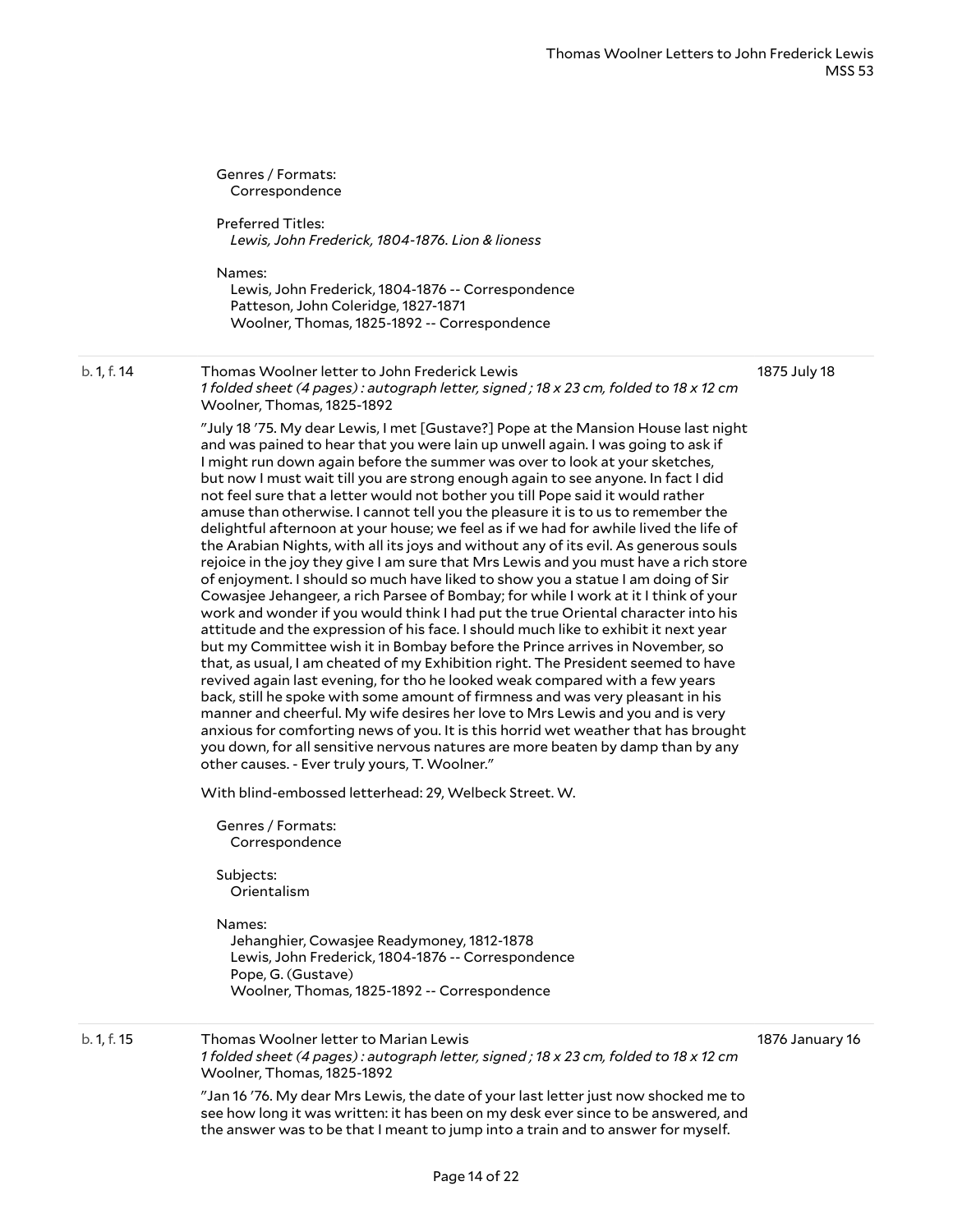Genres / Formats:
Correspondence

Preferred Titles:
*Lewis, John Frederick, 1804-1876. Lion & lioness*

Names:
Lewis, John Frederick, 1804-1876 -- Correspondence
Patteson, John Coleridge, 1827-1871
Woolner, Thomas, 1825-1892 -- Correspondence

---

b. 1, f. 14 | Thomas Woolner letter to John Frederick Lewis | 1875 July 18

*1 folded sheet (4 pages) : autograph letter, signed ; 18 x 23 cm, folded to 18 x 12 cm*
Woolner, Thomas, 1825-1892

"July 18 '75. My dear Lewis, I met [Gustave?] Pope at the Mansion House last night and was pained to hear that you were lain up unwell again. I was going to ask if I might run down again before the summer was over to look at your sketches, but now I must wait till you are strong enough again to see anyone. In fact I did not feel sure that a letter would not bother you till Pope said it would rather amuse than otherwise. I cannot tell you the pleasure it is to us to remember the delightful afternoon at your house; we feel as if we had for awhile lived the life of the Arabian Nights, with all its joys and without any of its evil. As generous souls rejoice in the joy they give I am sure that Mrs Lewis and you must have a rich store of enjoyment. I should so much have liked to show you a statue I am doing of Sir Cowasjee Jehangeer, a rich Parsee of Bombay; for while I work at it I think of your work and wonder if you would think I had put the true Oriental character into his attitude and the expression of his face. I should much like to exhibit it next year but my Committee wish it in Bombay before the Prince arrives in November, so that, as usual, I am cheated of my Exhibition right. The President seemed to have revived again last evening, for tho he looked weak compared with a few years back, still he spoke with some amount of firmness and was very pleasant in his manner and cheerful. My wife desires her love to Mrs Lewis and you and is very anxious for comforting news of you. It is this horrid wet weather that has brought you down, for all sensitive nervous natures are more beaten by damp than by any other causes. - Ever truly yours, T. Woolner."

With blind-embossed letterhead: 29, Welbeck Street. W.

Genres / Formats:
Correspondence

Subjects:
Orientalism

Names:
Jehanghier, Cowasjee Readymoney, 1812-1878
Lewis, John Frederick, 1804-1876 -- Correspondence
Pope, G. (Gustave)
Woolner, Thomas, 1825-1892 -- Correspondence

---

b. 1, f. 15 | Thomas Woolner letter to Marian Lewis | 1876 January 16

*1 folded sheet (4 pages) : autograph letter, signed ; 18 x 23 cm, folded to 18 x 12 cm*
Woolner, Thomas, 1825-1892

"Jan 16 '76. My dear Mrs Lewis, the date of your last letter just now shocked me to see how long it was written: it has been on my desk ever since to be answered, and the answer was to be that I meant to jump into a train and to answer for myself.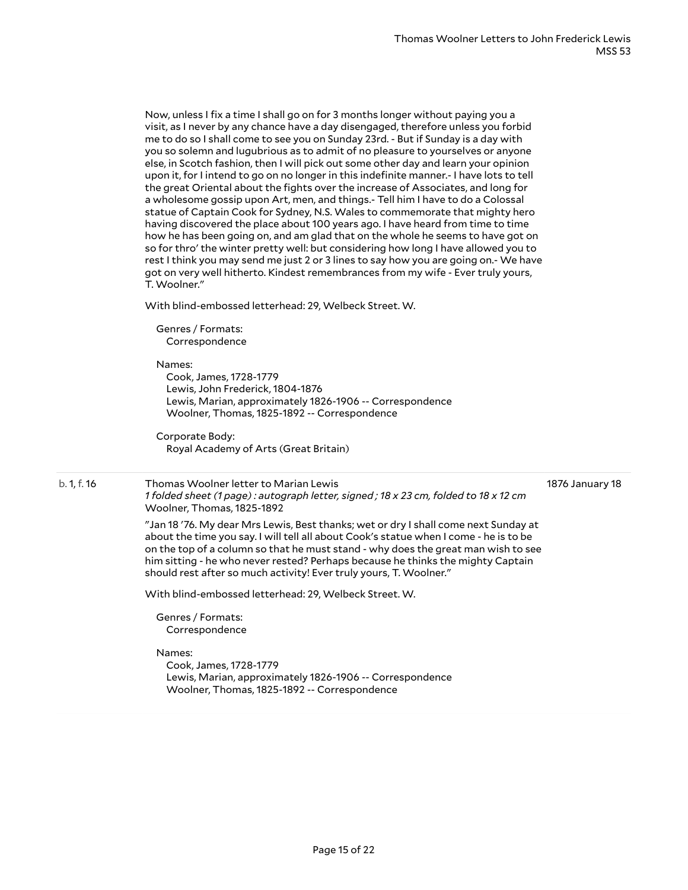Now, unless I fix a time I shall go on for 3 months longer without paying you a visit, as I never by any chance have a day disengaged, therefore unless you forbid me to do so I shall come to see you on Sunday 23rd. - But if Sunday is a day with you so solemn and lugubrious as to admit of no pleasure to yourselves or anyone else, in Scotch fashion, then I will pick out some other day and learn your opinion upon it, for I intend to go on no longer in this indefinite manner.- I have lots to tell the great Oriental about the fights over the increase of Associates, and long for a wholesome gossip upon Art, men, and things.- Tell him I have to do a Colossal statue of Captain Cook for Sydney, N.S. Wales to commemorate that mighty hero having discovered the place about 100 years ago. I have heard from time to time how he has been going on, and am glad that on the whole he seems to have got on so for thro' the winter pretty well: but considering how long I have allowed you to rest I think you may send me just 2 or 3 lines to say how you are going on.- We have got on very well hitherto. Kindest remembrances from my wife - Ever truly yours, T. Woolner."

With blind-embossed letterhead: 29, Welbeck Street. W.

Genres / Formats:
Correspondence

Names:
Cook, James, 1728-1779
Lewis, John Frederick, 1804-1876
Lewis, Marian, approximately 1826-1906 -- Correspondence
Woolner, Thomas, 1825-1892 -- Correspondence

Corporate Body:
Royal Academy of Arts (Great Britain)

---

b. 1, f. 16 — Thomas Woolner letter to Marian Lewis — 1876 January 18

*1 folded sheet (1 page) : autograph letter, signed ; 18 x 23 cm, folded to 18 x 12 cm*
Woolner, Thomas, 1825-1892

"Jan 18 '76. My dear Mrs Lewis, Best thanks; wet or dry I shall come next Sunday at about the time you say. I will tell all about Cook's statue when I come - he is to be on the top of a column so that he must stand - why does the great man wish to see him sitting - he who never rested? Perhaps because he thinks the mighty Captain should rest after so much activity! Ever truly yours, T. Woolner."

With blind-embossed letterhead: 29, Welbeck Street. W.

Genres / Formats:
Correspondence

Names:
Cook, James, 1728-1779
Lewis, Marian, approximately 1826-1906 -- Correspondence
Woolner, Thomas, 1825-1892 -- Correspondence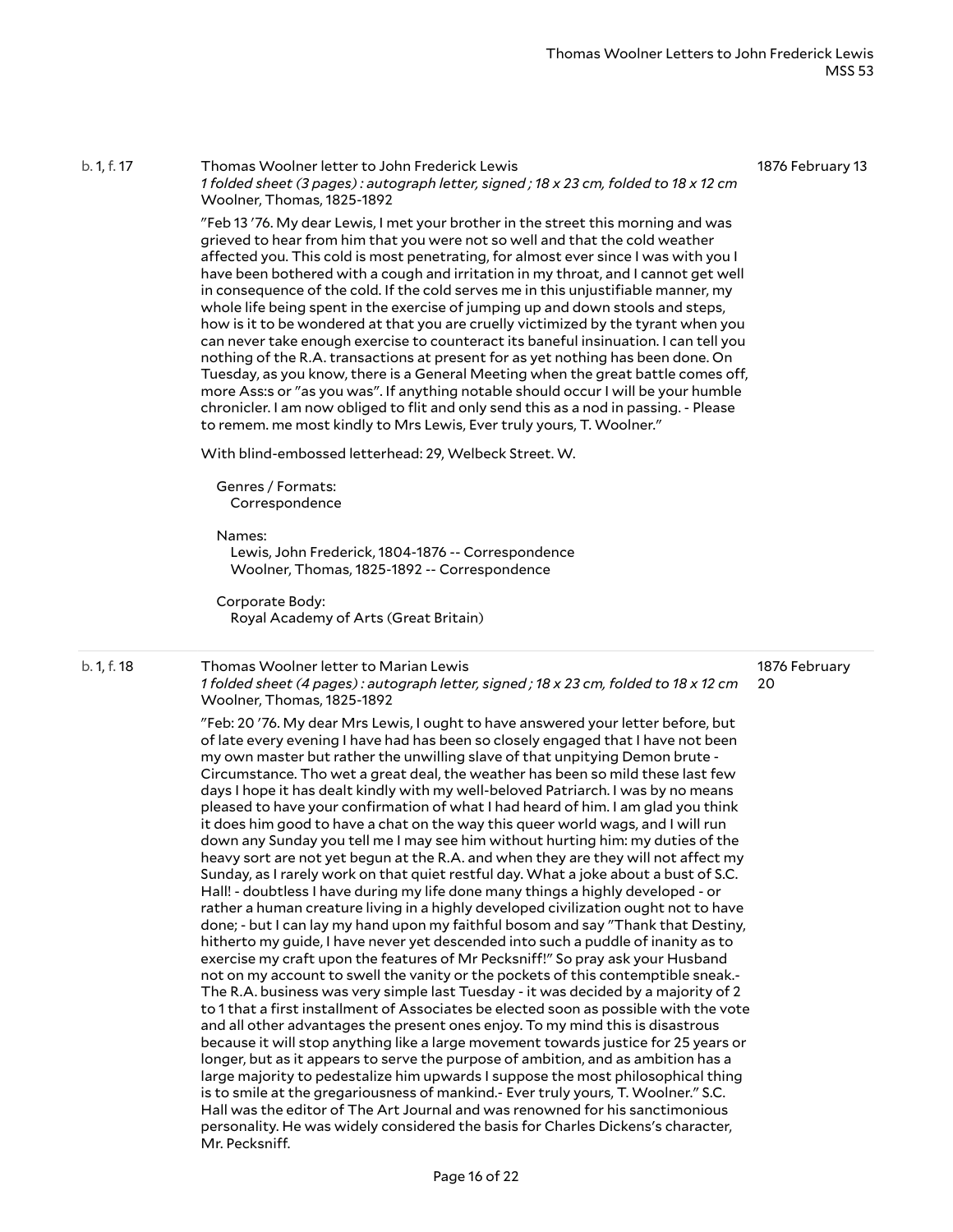b. 1, f. 17

Thomas Woolner letter to John Frederick Lewis

1876 February 13

*1 folded sheet (3 pages) : autograph letter, signed ; 18 x 23 cm, folded to 18 x 12 cm*
Woolner, Thomas, 1825-1892

"Feb 13 '76. My dear Lewis, I met your brother in the street this morning and was grieved to hear from him that you were not so well and that the cold weather affected you. This cold is most penetrating, for almost ever since I was with you I have been bothered with a cough and irritation in my throat, and I cannot get well in consequence of the cold. If the cold serves me in this unjustifiable manner, my whole life being spent in the exercise of jumping up and down stools and steps, how is it to be wondered at that you are cruelly victimized by the tyrant when you can never take enough exercise to counteract its baneful insinuation. I can tell you nothing of the R.A. transactions at present for as yet nothing has been done. On Tuesday, as you know, there is a General Meeting when the great battle comes off, more Ass:s or "as you was". If anything notable should occur I will be your humble chronicler. I am now obliged to flit and only send this as a nod in passing. - Please to remem. me most kindly to Mrs Lewis, Ever truly yours, T. Woolner."

With blind-embossed letterhead: 29, Welbeck Street. W.

Genres / Formats:
Correspondence

Names:
Lewis, John Frederick, 1804-1876 -- Correspondence
Woolner, Thomas, 1825-1892 -- Correspondence

Corporate Body:
Royal Academy of Arts (Great Britain)

---

b. 1, f. 18

Thomas Woolner letter to Marian Lewis

1876 February 20

*1 folded sheet (4 pages) : autograph letter, signed ; 18 x 23 cm, folded to 18 x 12 cm*
Woolner, Thomas, 1825-1892

"Feb: 20 '76. My dear Mrs Lewis, I ought to have answered your letter before, but of late every evening I have had has been so closely engaged that I have not been my own master but rather the unwilling slave of that unpitying Demon brute - Circumstance. Tho wet a great deal, the weather has been so mild these last few days I hope it has dealt kindly with my well-beloved Patriarch. I was by no means pleased to have your confirmation of what I had heard of him. I am glad you think it does him good to have a chat on the way this queer world wags, and I will run down any Sunday you tell me I may see him without hurting him: my duties of the heavy sort are not yet begun at the R.A. and when they are they will not affect my Sunday, as I rarely work on that quiet restful day. What a joke about a bust of S.C. Hall! - doubtless I have during my life done many things a highly developed - or rather a human creature living in a highly developed civilization ought not to have done; - but I can lay my hand upon my faithful bosom and say "Thank that Destiny, hitherto my guide, I have never yet descended into such a puddle of inanity as to exercise my craft upon the features of Mr Pecksniff!" So pray ask your Husband not on my account to swell the vanity or the pockets of this contemptible sneak.- The R.A. business was very simple last Tuesday - it was decided by a majority of 2 to 1 that a first installment of Associates be elected soon as possible with the vote and all other advantages the present ones enjoy. To my mind this is disastrous because it will stop anything like a large movement towards justice for 25 years or longer, but as it appears to serve the purpose of ambition, and as ambition has a large majority to pedestalize him upwards I suppose the most philosophical thing is to smile at the gregariousness of mankind.- Ever truly yours, T. Woolner." S.C. Hall was the editor of The Art Journal and was renowned for his sanctimonious personality. He was widely considered the basis for Charles Dickens's character, Mr. Pecksniff.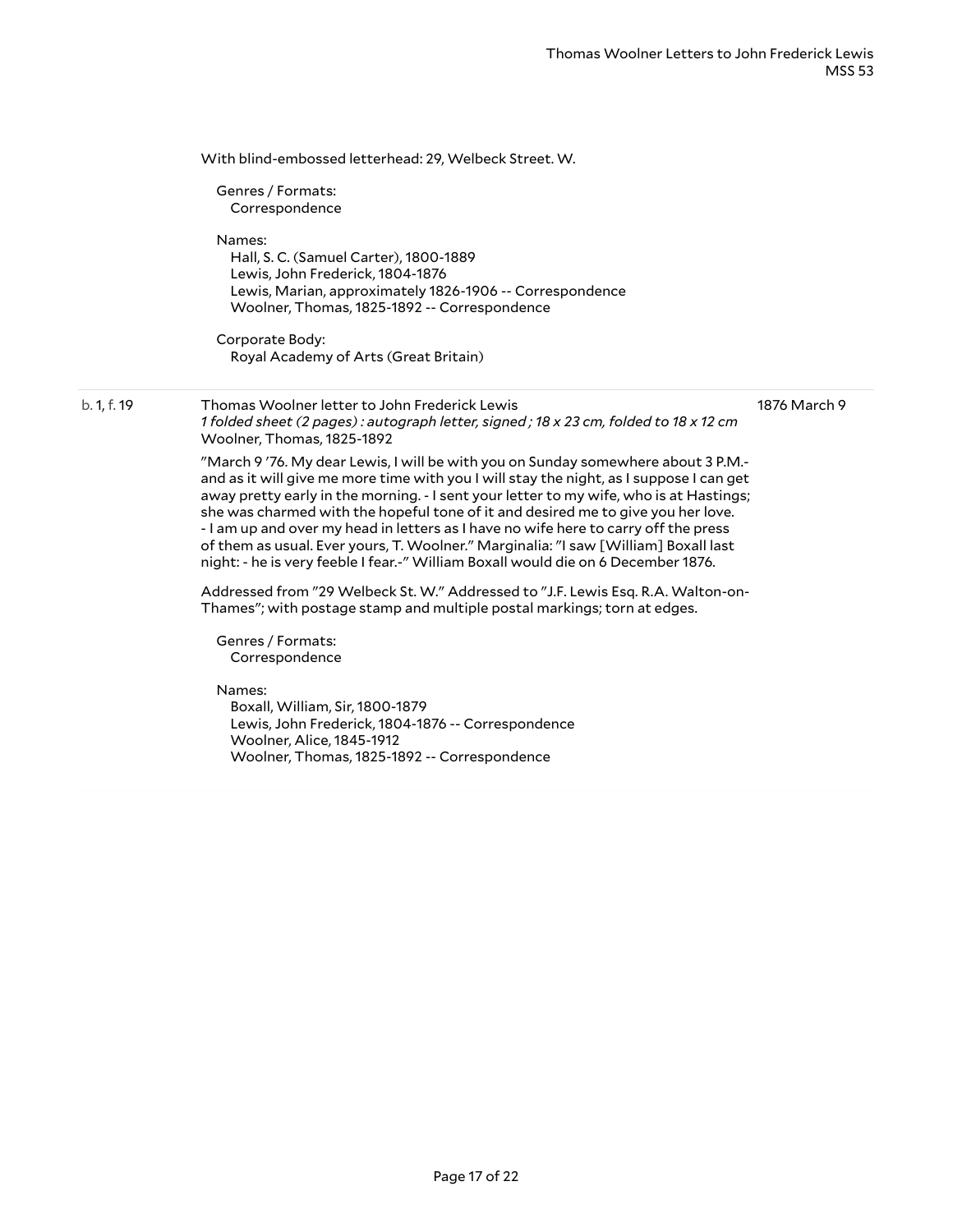With blind-embossed letterhead: 29, Welbeck Street. W.

Genres / Formats:
Correspondence

Names:
Hall, S. C. (Samuel Carter), 1800-1889
Lewis, John Frederick, 1804-1876
Lewis, Marian, approximately 1826-1906 -- Correspondence
Woolner, Thomas, 1825-1892 -- Correspondence

Corporate Body:
Royal Academy of Arts (Great Britain)

---

b. 1, f. 19 — Thomas Woolner letter to John Frederick Lewis — 1876 March 9

*1 folded sheet (2 pages) : autograph letter, signed ; 18 x 23 cm, folded to 18 x 12 cm*
Woolner, Thomas, 1825-1892

"March 9 '76. My dear Lewis, I will be with you on Sunday somewhere about 3 P.M.- and as it will give me more time with you I will stay the night, as I suppose I can get away pretty early in the morning. - I sent your letter to my wife, who is at Hastings; she was charmed with the hopeful tone of it and desired me to give you her love. - I am up and over my head in letters as I have no wife here to carry off the press of them as usual. Ever yours, T. Woolner." Marginalia: "I saw [William] Boxall last night: - he is very feeble I fear.-" William Boxall would die on 6 December 1876.

Addressed from "29 Welbeck St. W." Addressed to "J.F. Lewis Esq. R.A. Walton-on-Thames"; with postage stamp and multiple postal markings; torn at edges.

Genres / Formats:
Correspondence

Names:
Boxall, William, Sir, 1800-1879
Lewis, John Frederick, 1804-1876 -- Correspondence
Woolner, Alice, 1845-1912
Woolner, Thomas, 1825-1892 -- Correspondence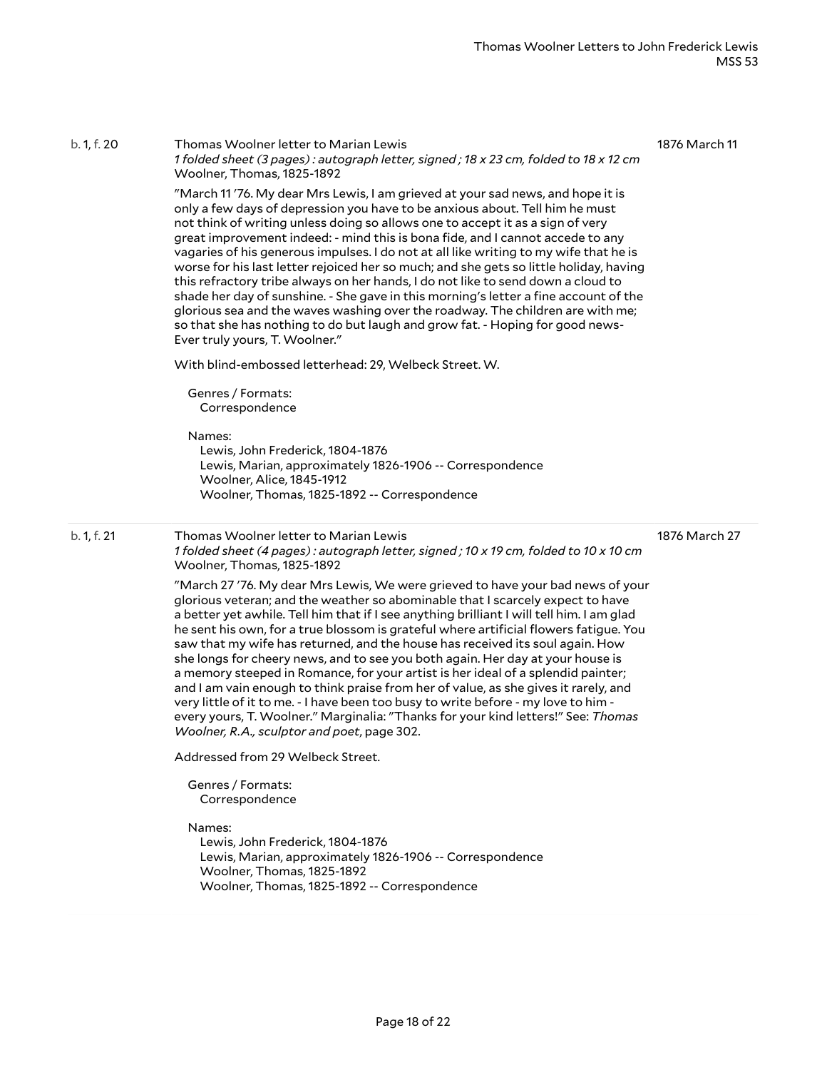b. 1, f. 20 | Thomas Woolner letter to Marian Lewis | 1876 March 11

*1 folded sheet (3 pages) : autograph letter, signed ; 18 x 23 cm, folded to 18 x 12 cm*
Woolner, Thomas, 1825-1892

"March 11 '76. My dear Mrs Lewis, I am grieved at your sad news, and hope it is only a few days of depression you have to be anxious about. Tell him he must not think of writing unless doing so allows one to accept it as a sign of very great improvement indeed: - mind this is bona fide, and I cannot accede to any vagaries of his generous impulses. I do not at all like writing to my wife that he is worse for his last letter rejoiced her so much; and she gets so little holiday, having this refractory tribe always on her hands, I do not like to send down a cloud to shade her day of sunshine. - She gave in this morning's letter a fine account of the glorious sea and the waves washing over the roadway. The children are with me; so that she has nothing to do but laugh and grow fat. - Hoping for good news- Ever truly yours, T. Woolner."

With blind-embossed letterhead: 29, Welbeck Street. W.

Genres / Formats:
Correspondence

Names:
Lewis, John Frederick, 1804-1876
Lewis, Marian, approximately 1826-1906 -- Correspondence
Woolner, Alice, 1845-1912
Woolner, Thomas, 1825-1892 -- Correspondence

---

b. 1, f. 21 | Thomas Woolner letter to Marian Lewis | 1876 March 27

*1 folded sheet (4 pages) : autograph letter, signed ; 10 x 19 cm, folded to 10 x 10 cm*
Woolner, Thomas, 1825-1892

"March 27 '76. My dear Mrs Lewis, We were grieved to have your bad news of your glorious veteran; and the weather so abominable that I scarcely expect to have a better yet awhile. Tell him that if I see anything brilliant I will tell him. I am glad he sent his own, for a true blossom is grateful where artificial flowers fatigue. You saw that my wife has returned, and the house has received its soul again. How she longs for cheery news, and to see you both again. Her day at your house is a memory steeped in Romance, for your artist is her ideal of a splendid painter; and I am vain enough to think praise from her of value, as she gives it rarely, and very little of it to me. - I have been too busy to write before - my love to him - every yours, T. Woolner." Marginalia: "Thanks for your kind letters!" See: *Thomas Woolner, R.A., sculptor and poet*, page 302.

Addressed from 29 Welbeck Street.

Genres / Formats:
Correspondence

Names:
Lewis, John Frederick, 1804-1876
Lewis, Marian, approximately 1826-1906 -- Correspondence
Woolner, Thomas, 1825-1892
Woolner, Thomas, 1825-1892 -- Correspondence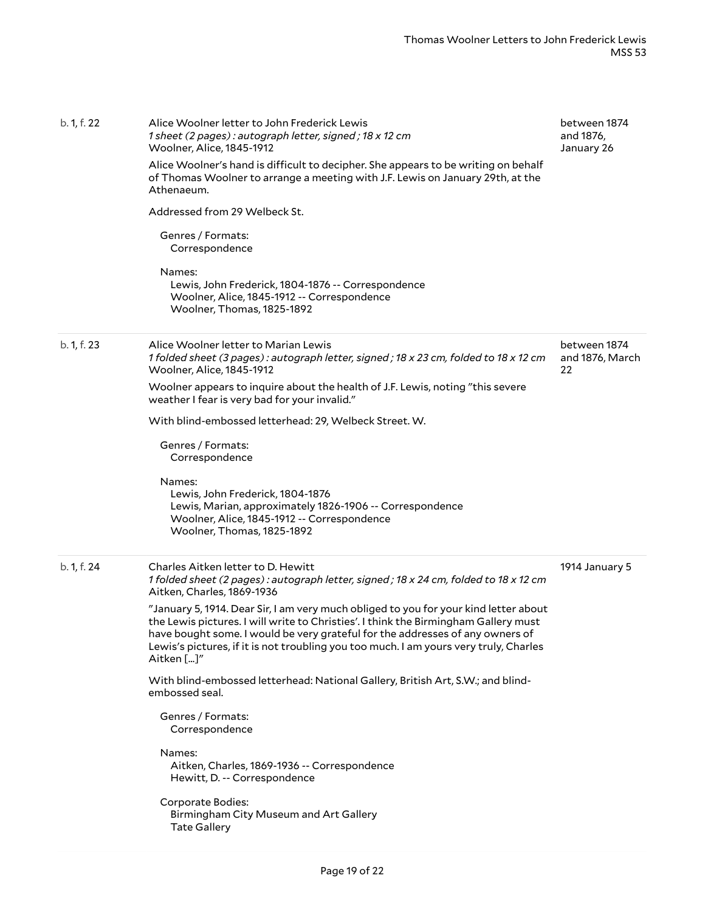b. 1, f. 22

**Alice Woolner letter to John Frederick Lewis**
*1 sheet (2 pages) : autograph letter, signed ; 18 x 12 cm*
Woolner, Alice, 1845-1912

between 1874 and 1876, January 26

Alice Woolner's hand is difficult to decipher. She appears to be writing on behalf of Thomas Woolner to arrange a meeting with J.F. Lewis on January 29th, at the Athenaeum.

Addressed from 29 Welbeck St.

Genres / Formats:
Correspondence

Names:
Lewis, John Frederick, 1804-1876 -- Correspondence
Woolner, Alice, 1845-1912 -- Correspondence
Woolner, Thomas, 1825-1892

---

b. 1, f. 23

**Alice Woolner letter to Marian Lewis**
*1 folded sheet (3 pages) : autograph letter, signed ; 18 x 23 cm, folded to 18 x 12 cm*
Woolner, Alice, 1845-1912

between 1874 and 1876, March 22

Woolner appears to inquire about the health of J.F. Lewis, noting "this severe weather I fear is very bad for your invalid."

With blind-embossed letterhead: 29, Welbeck Street. W.

Genres / Formats:
Correspondence

Names:
Lewis, John Frederick, 1804-1876
Lewis, Marian, approximately 1826-1906 -- Correspondence
Woolner, Alice, 1845-1912 -- Correspondence
Woolner, Thomas, 1825-1892

---

b. 1, f. 24

**Charles Aitken letter to D. Hewitt**
*1 folded sheet (2 pages) : autograph letter, signed ; 18 x 24 cm, folded to 18 x 12 cm*
Aitken, Charles, 1869-1936

1914 January 5

"January 5, 1914. Dear Sir, I am very much obliged to you for your kind letter about the Lewis pictures. I will write to Christies'. I think the Birmingham Gallery must have bought some. I would be very grateful for the addresses of any owners of Lewis's pictures, if it is not troubling you too much. I am yours very truly, Charles Aitken [...]"

With blind-embossed letterhead: National Gallery, British Art, S.W.; and blind-embossed seal.

Genres / Formats:
Correspondence

Names:
Aitken, Charles, 1869-1936 -- Correspondence
Hewitt, D. -- Correspondence

Corporate Bodies:
Birmingham City Museum and Art Gallery
Tate Gallery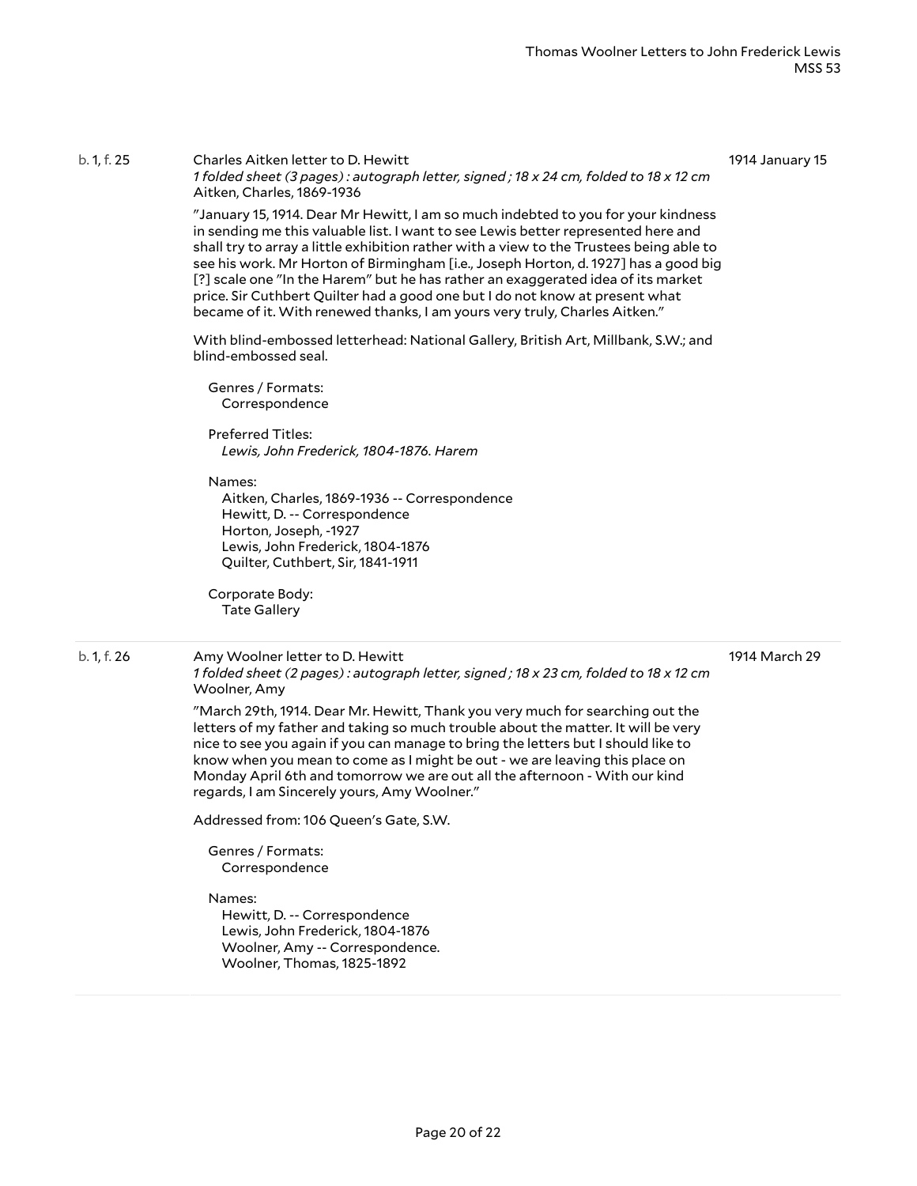b. 1, f. 25 — **Charles Aitken letter to D. Hewitt** — 1914 January 15

*1 folded sheet (3 pages) : autograph letter, signed ; 18 x 24 cm, folded to 18 x 12 cm*
Aitken, Charles, 1869-1936

"January 15, 1914. Dear Mr Hewitt, I am so much indebted to you for your kindness in sending me this valuable list. I want to see Lewis better represented here and shall try to array a little exhibition rather with a view to the Trustees being able to see his work. Mr Horton of Birmingham [i.e., Joseph Horton, d. 1927] has a good big [?] scale one "In the Harem" but he has rather an exaggerated idea of its market price. Sir Cuthbert Quilter had a good one but I do not know at present what became of it. With renewed thanks, I am yours very truly, Charles Aitken."

With blind-embossed letterhead: National Gallery, British Art, Millbank, S.W.; and blind-embossed seal.

Genres / Formats:
Correspondence

Preferred Titles:
*Lewis, John Frederick, 1804-1876. Harem*

Names:
Aitken, Charles, 1869-1936 -- Correspondence
Hewitt, D. -- Correspondence
Horton, Joseph, -1927
Lewis, John Frederick, 1804-1876
Quilter, Cuthbert, Sir, 1841-1911

Corporate Body:
Tate Gallery

---

b. 1, f. 26 — **Amy Woolner letter to D. Hewitt** — 1914 March 29

*1 folded sheet (2 pages) : autograph letter, signed ; 18 x 23 cm, folded to 18 x 12 cm*
Woolner, Amy

"March 29th, 1914. Dear Mr. Hewitt, Thank you very much for searching out the letters of my father and taking so much trouble about the matter. It will be very nice to see you again if you can manage to bring the letters but I should like to know when you mean to come as I might be out - we are leaving this place on Monday April 6th and tomorrow we are out all the afternoon - With our kind regards, I am Sincerely yours, Amy Woolner."

Addressed from: 106 Queen's Gate, S.W.

Genres / Formats:
Correspondence

Names:
Hewitt, D. -- Correspondence
Lewis, John Frederick, 1804-1876
Woolner, Amy -- Correspondence.
Woolner, Thomas, 1825-1892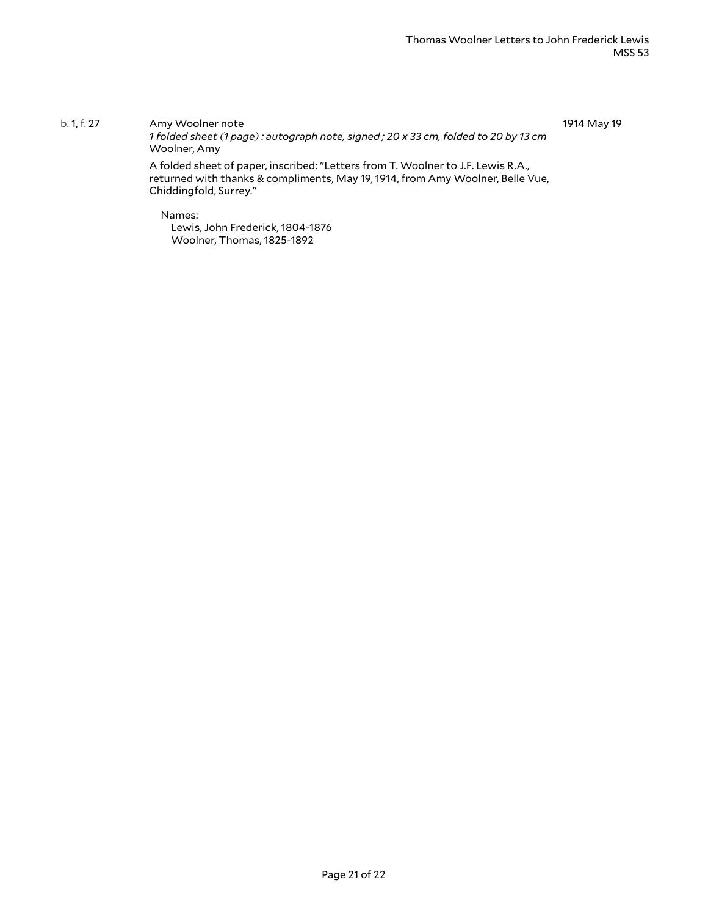b. 1, f. 27 | Amy Woolner note | 1914 May 19

*1 folded sheet (1 page) : autograph note, signed ; 20 x 33 cm, folded to 20 by 13 cm*
Woolner, Amy

A folded sheet of paper, inscribed: "Letters from T. Woolner to J.F. Lewis R.A., returned with thanks & compliments, May 19, 1914, from Amy Woolner, Belle Vue, Chiddingfold, Surrey."

Names:
- Lewis, John Frederick, 1804-1876
- Woolner, Thomas, 1825-1892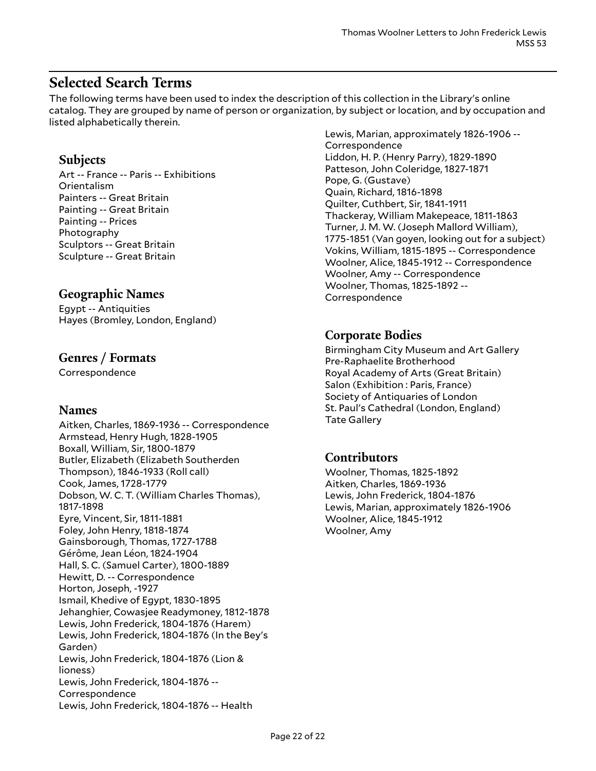## Selected Search Terms

The following terms have been used to index the description of this collection in the Library's online catalog. They are grouped by name of person or organization, by subject or location, and by occupation and listed alphabetically therein.

### Subjects

Art -- France -- Paris -- Exhibitions
Orientalism
Painters -- Great Britain
Painting -- Great Britain
Painting -- Prices
Photography
Sculptors -- Great Britain
Sculpture -- Great Britain

### Geographic Names

Egypt -- Antiquities
Hayes (Bromley, London, England)

### Genres / Formats

Correspondence

### Names

Aitken, Charles, 1869-1936 -- Correspondence
Armstead, Henry Hugh, 1828-1905
Boxall, William, Sir, 1800-1879
Butler, Elizabeth (Elizabeth Southerden Thompson), 1846-1933 (Roll call)
Cook, James, 1728-1779
Dobson, W. C. T. (William Charles Thomas), 1817-1898
Eyre, Vincent, Sir, 1811-1881
Foley, John Henry, 1818-1874
Gainsborough, Thomas, 1727-1788
Gérôme, Jean Léon, 1824-1904
Hall, S. C. (Samuel Carter), 1800-1889
Hewitt, D. -- Correspondence
Horton, Joseph, -1927
Ismail, Khedive of Egypt, 1830-1895
Jehanghier, Cowasjee Readymoney, 1812-1878
Lewis, John Frederick, 1804-1876 (Harem)
Lewis, John Frederick, 1804-1876 (In the Bey's Garden)
Lewis, John Frederick, 1804-1876 (Lion & lioness)
Lewis, John Frederick, 1804-1876 -- Correspondence
Lewis, John Frederick, 1804-1876 -- Health
Lewis, Marian, approximately 1826-1906 -- Correspondence
Liddon, H. P. (Henry Parry), 1829-1890
Patteson, John Coleridge, 1827-1871
Pope, G. (Gustave)
Quain, Richard, 1816-1898
Quilter, Cuthbert, Sir, 1841-1911
Thackeray, William Makepeace, 1811-1863
Turner, J. M. W. (Joseph Mallord William), 1775-1851 (Van goyen, looking out for a subject)
Vokins, William, 1815-1895 -- Correspondence
Woolner, Alice, 1845-1912 -- Correspondence
Woolner, Amy -- Correspondence
Woolner, Thomas, 1825-1892 -- Correspondence

### Corporate Bodies

Birmingham City Museum and Art Gallery
Pre-Raphaelite Brotherhood
Royal Academy of Arts (Great Britain)
Salon (Exhibition : Paris, France)
Society of Antiquaries of London
St. Paul's Cathedral (London, England)
Tate Gallery

### Contributors

Woolner, Thomas, 1825-1892
Aitken, Charles, 1869-1936
Lewis, John Frederick, 1804-1876
Lewis, Marian, approximately 1826-1906
Woolner, Alice, 1845-1912
Woolner, Amy